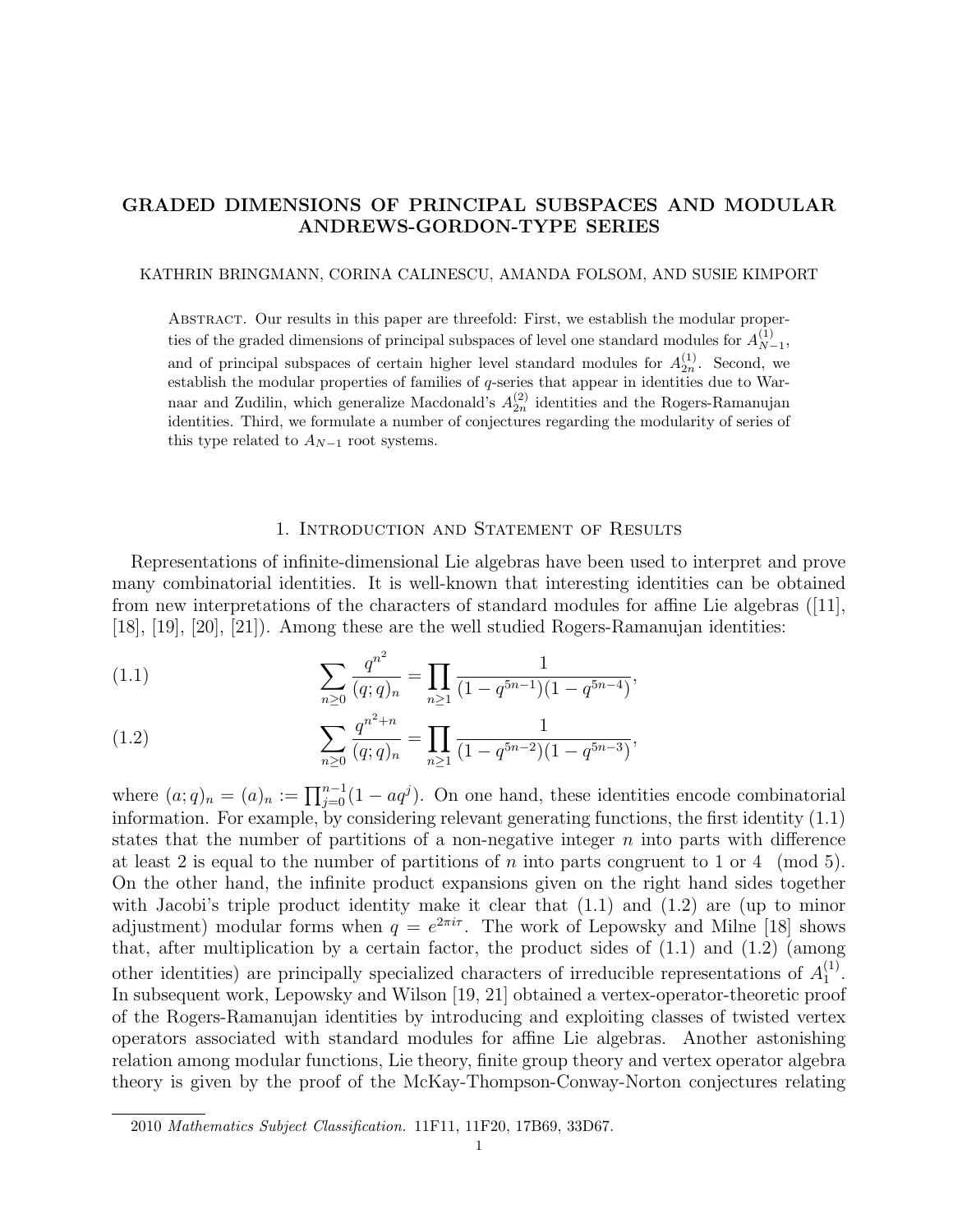# GRADED DIMENSIONS OF PRINCIPAL SUBSPACES AND MODULAR ANDREWS-GORDON-TYPE SERIES

KATHRIN BRINGMANN, CORINA CALINESCU, AMANDA FOLSOM, AND SUSIE KIMPORT

Abstract. Our results in this paper are threefold: First, we establish the modular properties of the graded dimensions of principal subspaces of level one standard modules for $A_{N-1}^{(1)}$, and of principal subspaces of certain higher level standard modules for $A_{2n}^{(1)}$. Second, we establish the modular properties of families of $q$-series that appear in identities due to Warnaar and Zudilin, which generalize Macdonald's $A_{2n}^{(2)}$ identities and the Rogers-Ramanujan identities. Third, we formulate a number of conjectures regarding the modularity of series of this type related to $A_{N-1}$ root systems.

## 1. Introduction and Statement of Results

Representations of infinite-dimensional Lie algebras have been used to interpret and prove many combinatorial identities. It is well-known that interesting identities can be obtained from new interpretations of the characters of standard modules for affine Lie algebras ([11], [18], [19], [20], [21]). Among these are the well studied Rogers-Ramanujan identities:

$$\sum_{n\geq 0}\frac{q^{n^2}}{(q;q)_n}=\prod_{n\geq 1}\frac{1}{(1-q^{5n-1})(1-q^{5n-4})}, \tag{1.1}$$

$$\sum_{n\geq 0}\frac{q^{n^2+n}}{(q;q)_n}=\prod_{n\geq 1}\frac{1}{(1-q^{5n-2})(1-q^{5n-3})}, \tag{1.2}$$

where $(a;q)_n=(a)_n:=\prod_{j=0}^{n-1}(1-aq^j)$. On one hand, these identities encode combinatorial information. For example, by considering relevant generating functions, the first identity (1.1) states that the number of partitions of a non-negative integer $n$ into parts with difference at least 2 is equal to the number of partitions of $n$ into parts congruent to 1 or 4 $\pmod 5$. On the other hand, the infinite product expansions given on the right hand sides together with Jacobi's triple product identity make it clear that (1.1) and (1.2) are (up to minor adjustment) modular forms when $q=e^{2\pi i\tau}$. The work of Lepowsky and Milne [18] shows that, after multiplication by a certain factor, the product sides of (1.1) and (1.2) (among other identities) are principally specialized characters of irreducible representations of $A_1^{(1)}$. In subsequent work, Lepowsky and Wilson [19, 21] obtained a vertex-operator-theoretic proof of the Rogers-Ramanujan identities by introducing and exploiting classes of twisted vertex operators associated with standard modules for affine Lie algebras. Another astonishing relation among modular functions, Lie theory, finite group theory and vertex operator algebra theory is given by the proof of the McKay-Thompson-Conway-Norton conjectures relating

2010 *Mathematics Subject Classification.* 11F11, 11F20, 17B69, 33D67.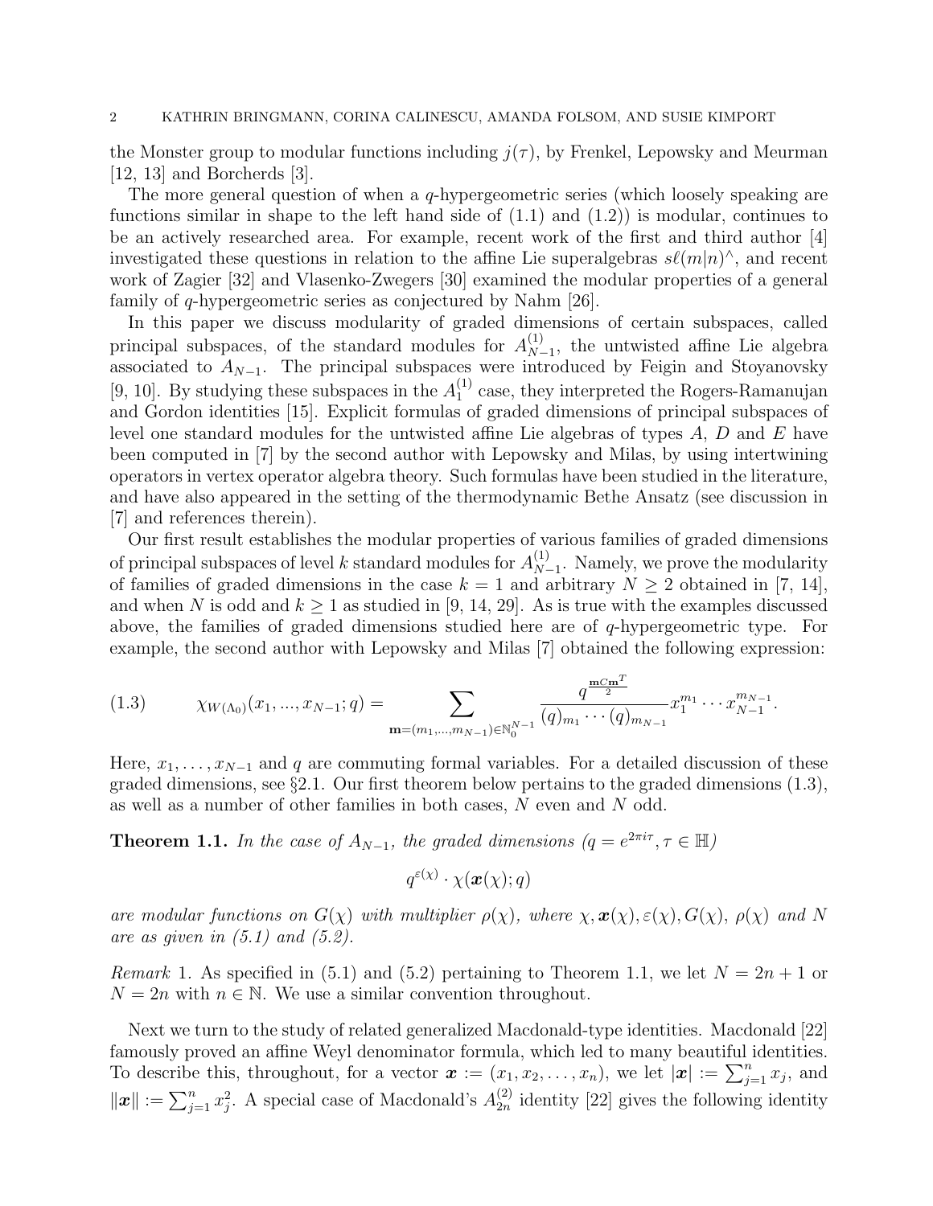the Monster group to modular functions including $j(\tau)$, by Frenkel, Lepowsky and Meurman [12, 13] and Borcherds [3].

The more general question of when a $q$-hypergeometric series (which loosely speaking are functions similar in shape to the left hand side of (1.1) and (1.2)) is modular, continues to be an actively researched area. For example, recent work of the first and third author [4] investigated these questions in relation to the affine Lie superalgebras $s\ell(m|n)^\wedge$, and recent work of Zagier [32] and Vlasenko-Zwegers [30] examined the modular properties of a general family of $q$-hypergeometric series as conjectured by Nahm [26].

In this paper we discuss modularity of graded dimensions of certain subspaces, called principal subspaces, of the standard modules for $A_{N-1}^{(1)}$, the untwisted affine Lie algebra associated to $A_{N-1}$. The principal subspaces were introduced by Feigin and Stoyanovsky [9, 10]. By studying these subspaces in the $A_1^{(1)}$ case, they interpreted the Rogers-Ramanujan and Gordon identities [15]. Explicit formulas of graded dimensions of principal subspaces of level one standard modules for the untwisted affine Lie algebras of types $A$, $D$ and $E$ have been computed in [7] by the second author with Lepowsky and Milas, by using intertwining operators in vertex operator algebra theory. Such formulas have been studied in the literature, and have also appeared in the setting of the thermodynamic Bethe Ansatz (see discussion in [7] and references therein).

Our first result establishes the modular properties of various families of graded dimensions of principal subspaces of level $k$ standard modules for $A_{N-1}^{(1)}$. Namely, we prove the modularity of families of graded dimensions in the case $k = 1$ and arbitrary $N \geq 2$ obtained in [7, 14], and when $N$ is odd and $k \geq 1$ as studied in [9, 14, 29]. As is true with the examples discussed above, the families of graded dimensions studied here are of $q$-hypergeometric type. For example, the second author with Lepowsky and Milas [7] obtained the following expression:

$$\chi_{W(\Lambda_0)}(x_1, ..., x_{N-1}; q) = \sum_{\mathbf{m}=(m_1,...,m_{N-1})\in\mathbb{N}_0^{N-1}} \frac{q^{\frac{\mathbf{m}C\mathbf{m}^T}{2}}}{(q)_{m_1}\cdots(q)_{m_{N-1}}} x_1^{m_1}\cdots x_{N-1}^{m_{N-1}}. \tag{1.3}$$

Here, $x_1, \ldots, x_{N-1}$ and $q$ are commuting formal variables. For a detailed discussion of these graded dimensions, see §2.1. Our first theorem below pertains to the graded dimensions (1.3), as well as a number of other families in both cases, $N$ even and $N$ odd.

**Theorem 1.1.** *In the case of $A_{N-1}$, the graded dimensions ($q = e^{2\pi i\tau}, \tau \in \mathbb{H}$)*

$$q^{\varepsilon(\chi)} \cdot \chi(\boldsymbol{x}(\chi); q)$$

*are modular functions on $G(\chi)$ with multiplier $\rho(\chi)$, where $\chi, \boldsymbol{x}(\chi), \varepsilon(\chi), G(\chi)$, $\rho(\chi)$ and $N$ are as given in (5.1) and (5.2).*

*Remark* 1. As specified in (5.1) and (5.2) pertaining to Theorem 1.1, we let $N = 2n + 1$ or $N = 2n$ with $n \in \mathbb{N}$. We use a similar convention throughout.

Next we turn to the study of related generalized Macdonald-type identities. Macdonald [22] famously proved an affine Weyl denominator formula, which led to many beautiful identities. To describe this, throughout, for a vector $\boldsymbol{x} := (x_1, x_2, \ldots, x_n)$, we let $|\boldsymbol{x}| := \sum_{j=1}^n x_j$, and $\|\boldsymbol{x}\| := \sum_{j=1}^n x_j^2$. A special case of Macdonald's $A_{2n}^{(2)}$ identity [22] gives the following identity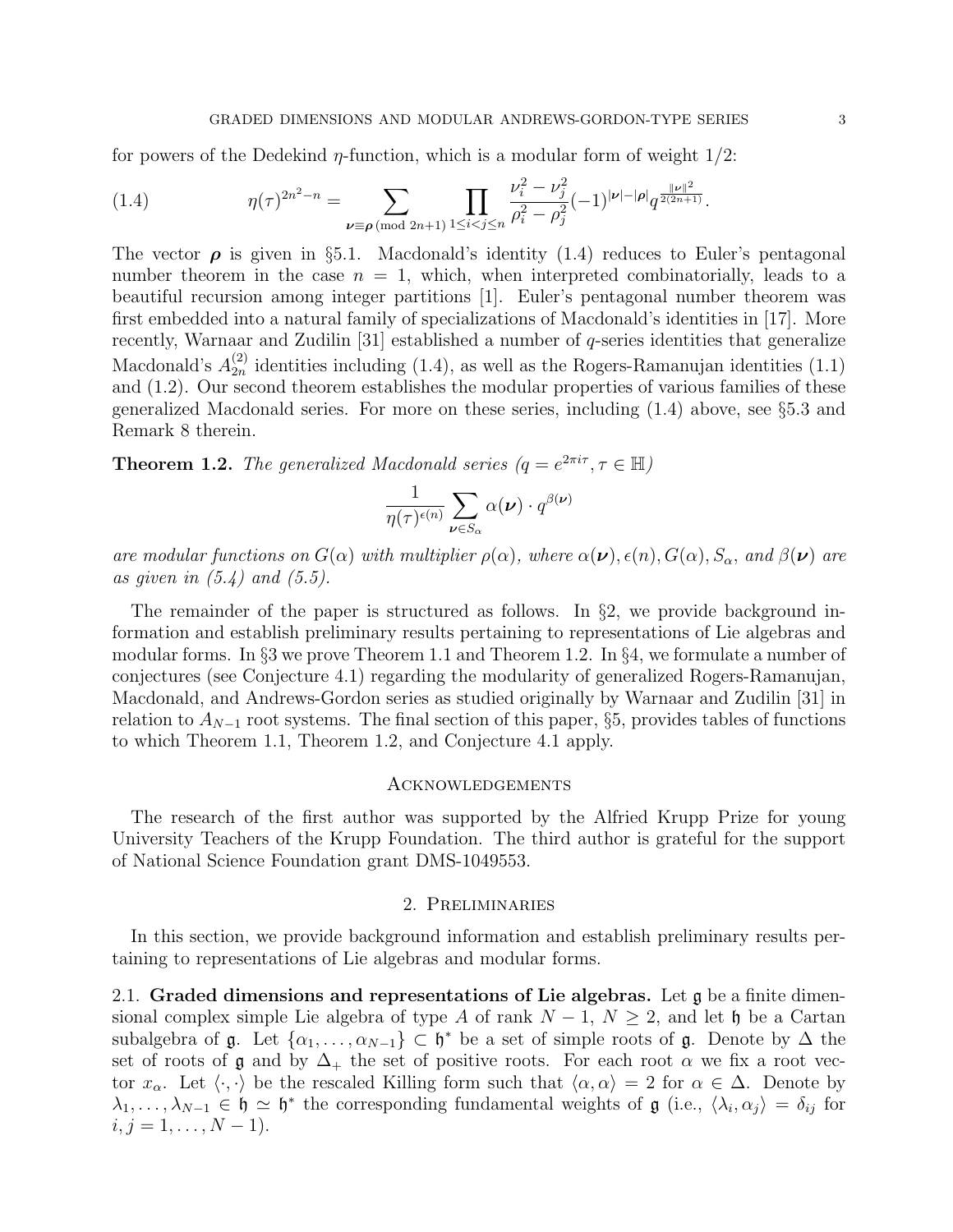for powers of the Dedekind $\eta$-function, which is a modular form of weight $1/2$:

$$\eta(\tau)^{2n^2-n} = \sum_{\boldsymbol{\nu} \equiv \boldsymbol{\rho} \pmod{2n+1}} \prod_{1 \le i < j \le n} \frac{\nu_i^2 - \nu_j^2}{\rho_i^2 - \rho_j^2} (-1)^{|\boldsymbol{\nu}| - |\boldsymbol{\rho}|} q^{\frac{\|\boldsymbol{\nu}\|^2}{2(2n+1)}}. \tag{1.4}$$

The vector $\boldsymbol{\rho}$ is given in §5.1. Macdonald's identity (1.4) reduces to Euler's pentagonal number theorem in the case $n = 1$, which, when interpreted combinatorially, leads to a beautiful recursion among integer partitions [1]. Euler's pentagonal number theorem was first embedded into a natural family of specializations of Macdonald's identities in [17]. More recently, Warnaar and Zudilin [31] established a number of $q$-series identities that generalize Macdonald's $A_{2n}^{(2)}$ identities including (1.4), as well as the Rogers-Ramanujan identities (1.1) and (1.2). Our second theorem establishes the modular properties of various families of these generalized Macdonald series. For more on these series, including (1.4) above, see §5.3 and Remark 8 therein.

**Theorem 1.2.** *The generalized Macdonald series ($q = e^{2\pi i \tau}, \tau \in \mathbb{H}$)*

$$\frac{1}{\eta(\tau)^{\epsilon(n)}} \sum_{\boldsymbol{\nu} \in S_\alpha} \alpha(\boldsymbol{\nu}) \cdot q^{\beta(\boldsymbol{\nu})}$$

*are modular functions on $G(\alpha)$ with multiplier $\rho(\alpha)$, where $\alpha(\boldsymbol{\nu}), \epsilon(n), G(\alpha), S_\alpha$, and $\beta(\boldsymbol{\nu})$ are as given in (5.4) and (5.5).*

The remainder of the paper is structured as follows. In §2, we provide background information and establish preliminary results pertaining to representations of Lie algebras and modular forms. In §3 we prove Theorem 1.1 and Theorem 1.2. In §4, we formulate a number of conjectures (see Conjecture 4.1) regarding the modularity of generalized Rogers-Ramanujan, Macdonald, and Andrews-Gordon series as studied originally by Warnaar and Zudilin [31] in relation to $A_{N-1}$ root systems. The final section of this paper, §5, provides tables of functions to which Theorem 1.1, Theorem 1.2, and Conjecture 4.1 apply.

## Acknowledgements

The research of the first author was supported by the Alfried Krupp Prize for young University Teachers of the Krupp Foundation. The third author is grateful for the support of National Science Foundation grant DMS-1049553.

## 2. Preliminaries

In this section, we provide background information and establish preliminary results pertaining to representations of Lie algebras and modular forms.

**2.1. Graded dimensions and representations of Lie algebras.** Let $\mathfrak{g}$ be a finite dimensional complex simple Lie algebra of type $A$ of rank $N-1$, $N \ge 2$, and let $\mathfrak{h}$ be a Cartan subalgebra of $\mathfrak{g}$. Let $\{\alpha_1, \ldots, \alpha_{N-1}\} \subset \mathfrak{h}^*$ be a set of simple roots of $\mathfrak{g}$. Denote by $\Delta$ the set of roots of $\mathfrak{g}$ and by $\Delta_+$ the set of positive roots. For each root $\alpha$ we fix a root vector $x_\alpha$. Let $\langle \cdot, \cdot \rangle$ be the rescaled Killing form such that $\langle \alpha, \alpha \rangle = 2$ for $\alpha \in \Delta$. Denote by $\lambda_1, \ldots, \lambda_{N-1} \in \mathfrak{h} \simeq \mathfrak{h}^*$ the corresponding fundamental weights of $\mathfrak{g}$ (i.e., $\langle \lambda_i, \alpha_j \rangle = \delta_{ij}$ for $i, j = 1, \ldots, N-1$).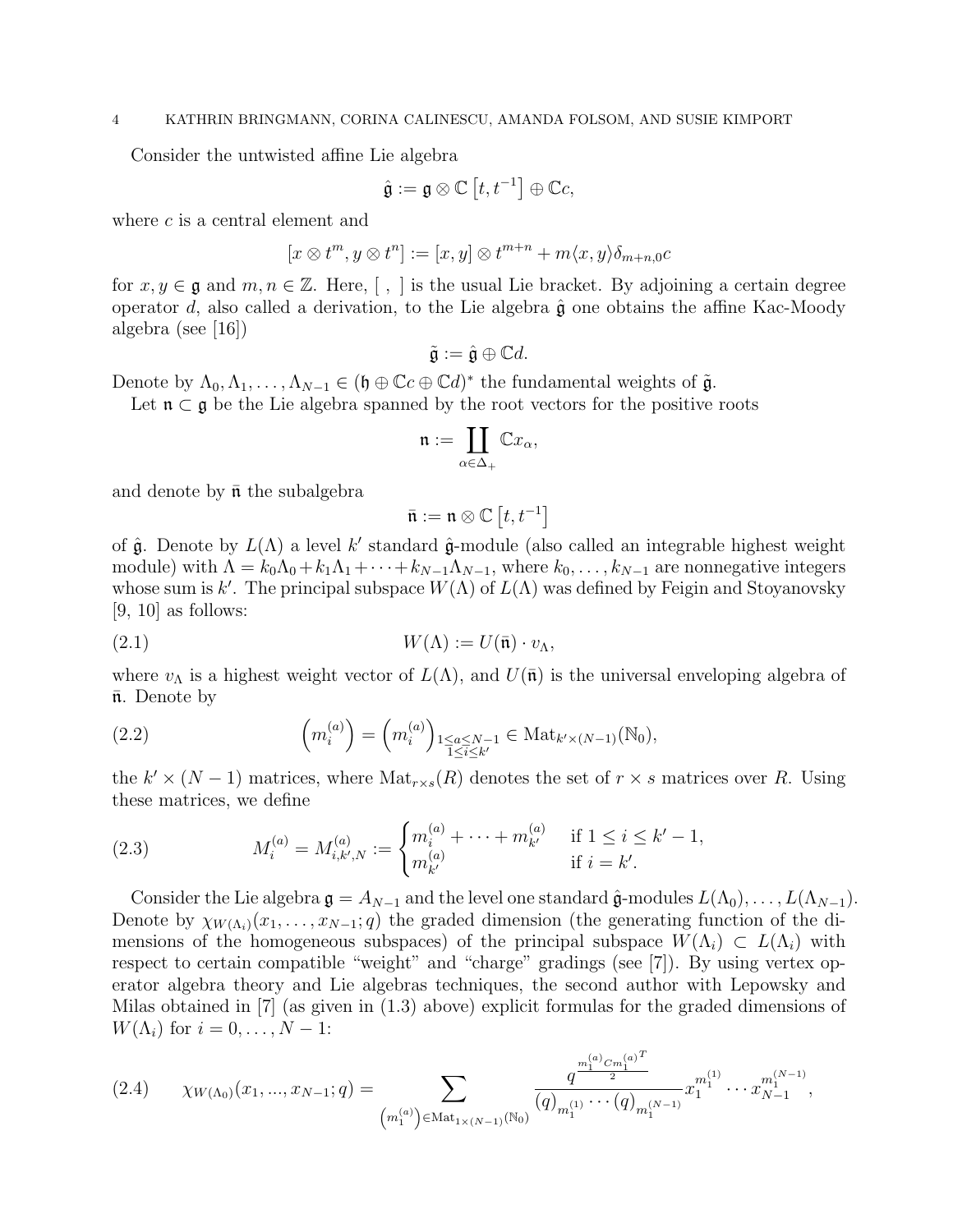Consider the untwisted affine Lie algebra

$$\hat{\mathfrak{g}} := \mathfrak{g} \otimes \mathbb{C}\left[t, t^{-1}\right] \oplus \mathbb{C}c,$$

where $c$ is a central element and

$$[x \otimes t^m, y \otimes t^n] := [x, y] \otimes t^{m+n} + m\langle x, y\rangle \delta_{m+n,0} c$$

for $x, y \in \mathfrak{g}$ and $m, n \in \mathbb{Z}$. Here, $[\ ,\ ]$ is the usual Lie bracket. By adjoining a certain degree operator $d$, also called a derivation, to the Lie algebra $\hat{\mathfrak{g}}$ one obtains the affine Kac-Moody algebra (see [16])

$$\tilde{\mathfrak{g}} := \hat{\mathfrak{g}} \oplus \mathbb{C}d.$$

Denote by $\Lambda_0, \Lambda_1, \ldots, \Lambda_{N-1} \in (\mathfrak{h} \oplus \mathbb{C}c \oplus \mathbb{C}d)^*$ the fundamental weights of $\tilde{\mathfrak{g}}$.

Let $\mathfrak{n} \subset \mathfrak{g}$ be the Lie algebra spanned by the root vectors for the positive roots

$$\mathfrak{n} := \coprod_{\alpha \in \Delta_+} \mathbb{C}x_\alpha,$$

and denote by $\bar{\mathfrak{n}}$ the subalgebra

$$\bar{\mathfrak{n}} := \mathfrak{n} \otimes \mathbb{C}\left[t, t^{-1}\right]$$

of $\hat{\mathfrak{g}}$. Denote by $L(\Lambda)$ a level $k'$ standard $\hat{\mathfrak{g}}$-module (also called an integrable highest weight module) with $\Lambda = k_0\Lambda_0 + k_1\Lambda_1 + \cdots + k_{N-1}\Lambda_{N-1}$, where $k_0, \ldots, k_{N-1}$ are nonnegative integers whose sum is $k'$. The principal subspace $W(\Lambda)$ of $L(\Lambda)$ was defined by Feigin and Stoyanovsky [9, 10] as follows:

$$W(\Lambda) := U(\bar{\mathfrak{n}}) \cdot v_\Lambda, \tag{2.1}$$

where $v_\Lambda$ is a highest weight vector of $L(\Lambda)$, and $U(\bar{\mathfrak{n}})$ is the universal enveloping algebra of $\bar{\mathfrak{n}}$. Denote by

$$\left(m_i^{(a)}\right) = \left(m_i^{(a)}\right)_{\substack{1 \le a \le N-1 \\ 1 \le i \le k'}} \in \mathrm{Mat}_{k' \times (N-1)}(\mathbb{N}_0), \tag{2.2}$$

the $k' \times (N-1)$ matrices, where $\mathrm{Mat}_{r \times s}(R)$ denotes the set of $r \times s$ matrices over $R$. Using these matrices, we define

$$M_i^{(a)} = M_{i,k',N}^{(a)} := \begin{cases} m_i^{(a)} + \cdots + m_{k'}^{(a)} & \text{if } 1 \le i \le k'-1, \\ m_{k'}^{(a)} & \text{if } i = k'. \end{cases} \tag{2.3}$$

Consider the Lie algebra $\mathfrak{g} = A_{N-1}$ and the level one standard $\hat{\mathfrak{g}}$-modules $L(\Lambda_0), \ldots, L(\Lambda_{N-1})$. Denote by $\chi_{W(\Lambda_i)}(x_1, \ldots, x_{N-1}; q)$ the graded dimension (the generating function of the dimensions of the homogeneous subspaces) of the principal subspace $W(\Lambda_i) \subset L(\Lambda_i)$ with respect to certain compatible "weight" and "charge" gradings (see [7]). By using vertex operator algebra theory and Lie algebras techniques, the second author with Lepowsky and Milas obtained in [7] (as given in (1.3) above) explicit formulas for the graded dimensions of $W(\Lambda_i)$ for $i = 0, \ldots, N-1$:

$$\chi_{W(\Lambda_0)}(x_1, \ldots, x_{N-1}; q) = \sum_{\left(m_1^{(a)}\right) \in \mathrm{Mat}_{1 \times (N-1)}(\mathbb{N}_0)} \frac{q^{\frac{m_1^{(a)} C m_1^{(a)T}}{2}}}{(q)_{m_1^{(1)}} \cdots (q)_{m_1^{(N-1)}}} x_1^{m_1^{(1)}} \cdots x_{N-1}^{m_1^{(N-1)}}, \tag{2.4}$$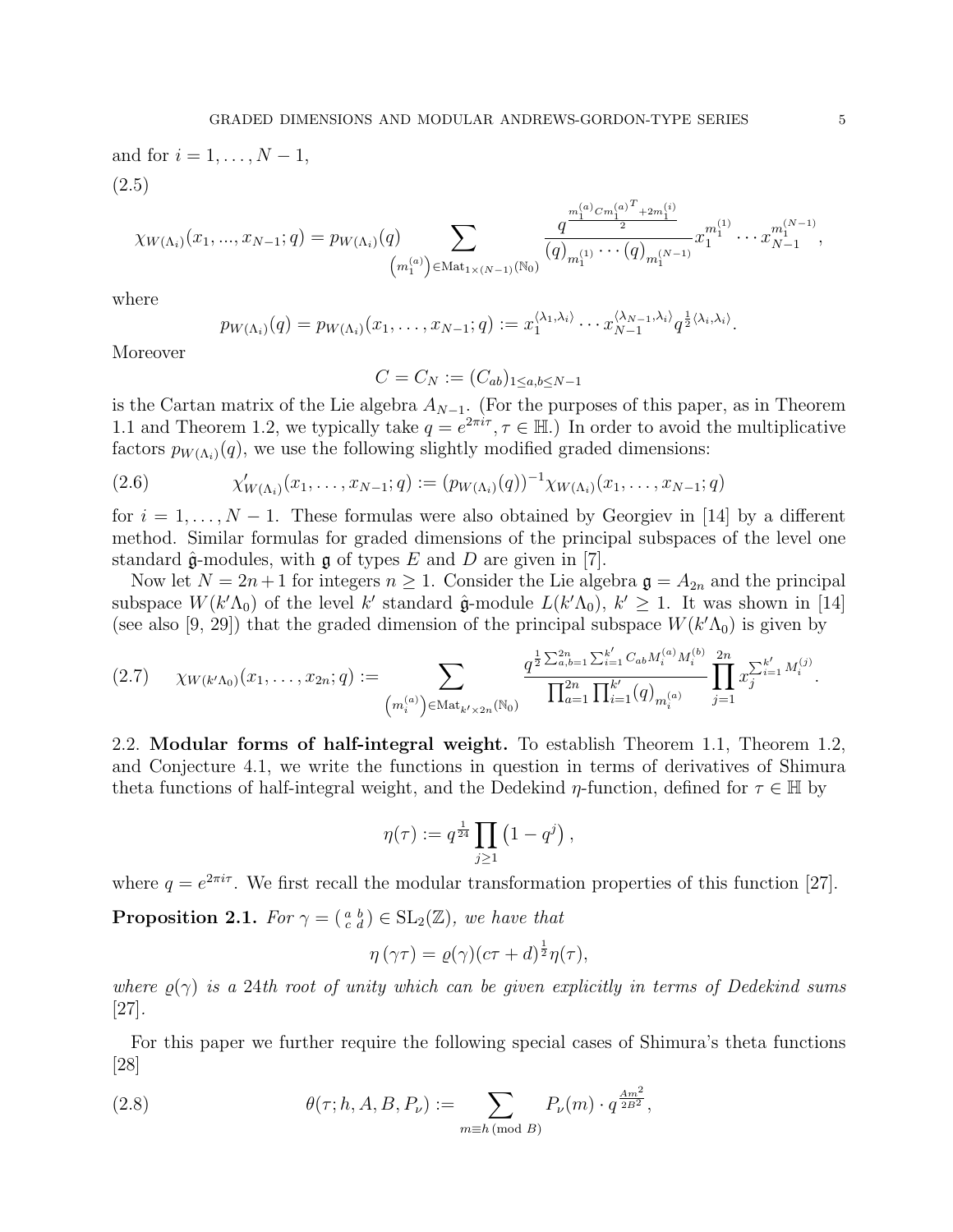and for $i = 1, \ldots, N-1$,

(2.5)

$$\chi_{W(\Lambda_i)}(x_1, ..., x_{N-1}; q) = p_{W(\Lambda_i)}(q) \sum_{\left(m_1^{(a)}\right) \in \mathrm{Mat}_{1\times(N-1)}(\mathbb{N}_0)} \frac{q^{\frac{m_1^{(a)} C {m_1^{(a)}}^T + 2m_1^{(i)}}{2}}}{(q)_{m_1^{(1)}} \cdots (q)_{m_1^{(N-1)}}} x_1^{m_1^{(1)}} \cdots x_{N-1}^{m_1^{(N-1)}},$$

where

$$p_{W(\Lambda_i)}(q) = p_{W(\Lambda_i)}(x_1, \ldots, x_{N-1}; q) := x_1^{\langle \lambda_1, \lambda_i \rangle} \cdots x_{N-1}^{\langle \lambda_{N-1}, \lambda_i \rangle} q^{\frac{1}{2}\langle \lambda_i, \lambda_i \rangle}.$$

Moreover

$$C = C_N := (C_{ab})_{1 \le a,b \le N-1}$$

is the Cartan matrix of the Lie algebra $A_{N-1}$. (For the purposes of this paper, as in Theorem 1.1 and Theorem 1.2, we typically take $q = e^{2\pi i \tau}, \tau \in \mathbb{H}$.) In order to avoid the multiplicative factors $p_{W(\Lambda_i)}(q)$, we use the following slightly modified graded dimensions:

$$\chi'_{W(\Lambda_i)}(x_1, \ldots, x_{N-1}; q) := (p_{W(\Lambda_i)}(q))^{-1} \chi_{W(\Lambda_i)}(x_1, \ldots, x_{N-1}; q) \tag{2.6}$$

for $i = 1, \ldots, N-1$. These formulas were also obtained by Georgiev in [14] by a different method. Similar formulas for graded dimensions of the principal subspaces of the level one standard $\hat{\mathfrak{g}}$-modules, with $\mathfrak{g}$ of types $E$ and $D$ are given in [7].

Now let $N = 2n+1$ for integers $n \ge 1$. Consider the Lie algebra $\mathfrak{g} = A_{2n}$ and the principal subspace $W(k'\Lambda_0)$ of the level $k'$ standard $\hat{\mathfrak{g}}$-module $L(k'\Lambda_0)$, $k' \ge 1$. It was shown in [14] (see also [9, 29]) that the graded dimension of the principal subspace $W(k'\Lambda_0)$ is given by

$$\chi_{W(k'\Lambda_0)}(x_1, \ldots, x_{2n}; q) := \sum_{\left(m_i^{(a)}\right) \in \mathrm{Mat}_{k'\times 2n}(\mathbb{N}_0)} \frac{q^{\frac{1}{2}\sum_{a,b=1}^{2n}\sum_{i=1}^{k'} C_{ab} M_i^{(a)} M_i^{(b)}}}{\prod_{a=1}^{2n}\prod_{i=1}^{k'} (q)_{m_i^{(a)}}} \prod_{j=1}^{2n} x_j^{\sum_{i=1}^{k'} M_i^{(j)}}. \tag{2.7}$$

## 2.2. Modular forms of half-integral weight.

To establish Theorem 1.1, Theorem 1.2, and Conjecture 4.1, we write the functions in question in terms of derivatives of Shimura theta functions of half-integral weight, and the Dedekind $\eta$-function, defined for $\tau \in \mathbb{H}$ by

$$\eta(\tau) := q^{\frac{1}{24}} \prod_{j \ge 1} \left(1 - q^j\right),$$

where $q = e^{2\pi i \tau}$. We first recall the modular transformation properties of this function [27].

**Proposition 2.1.** *For $\gamma = \left(\begin{smallmatrix} a & b \\ c & d \end{smallmatrix}\right) \in \mathrm{SL}_2(\mathbb{Z})$, we have that*

$$\eta(\gamma\tau) = \varrho(\gamma)(c\tau + d)^{\frac{1}{2}} \eta(\tau),$$

*where $\varrho(\gamma)$ is a 24th root of unity which can be given explicitly in terms of Dedekind sums* [27].

For this paper we further require the following special cases of Shimura's theta functions [28]

$$\theta(\tau; h, A, B, P_\nu) := \sum_{m \equiv h \pmod{B}} P_\nu(m) \cdot q^{\frac{Am^2}{2B^2}}, \tag{2.8}$$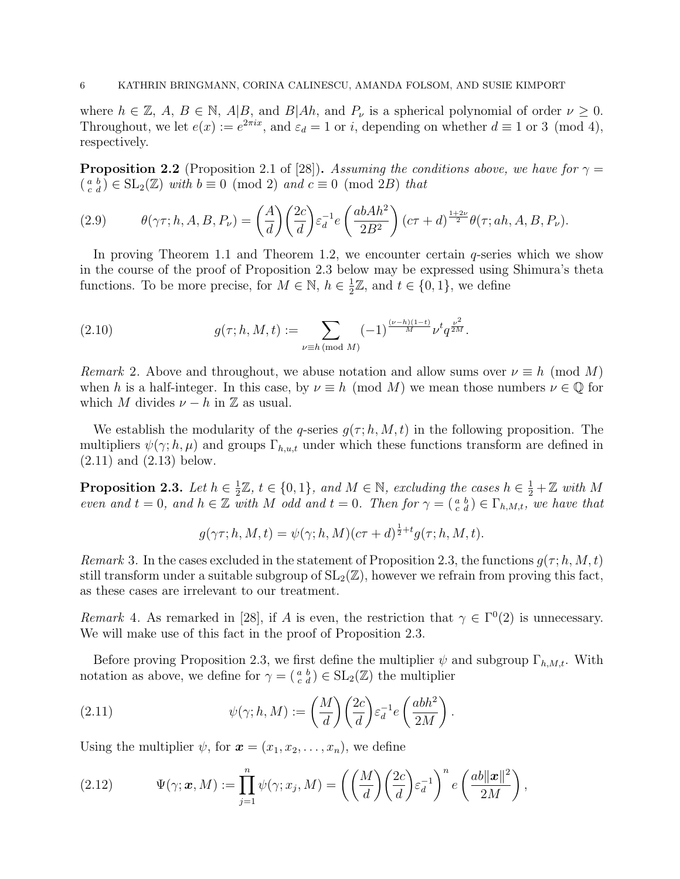where $h \in \mathbb{Z}$, $A$, $B \in \mathbb{N}$, $A|B$, and $B|Ah$, and $P_\nu$ is a spherical polynomial of order $\nu \geq 0$. Throughout, we let $e(x) := e^{2\pi i x}$, and $\varepsilon_d = 1$ or $i$, depending on whether $d \equiv 1$ or $3 \pmod 4$, respectively.

**Proposition 2.2** (Proposition 2.1 of [28])**.** *Assuming the conditions above, we have for $\gamma = \left(\begin{smallmatrix} a & b \\ c & d \end{smallmatrix}\right) \in \mathrm{SL}_2(\mathbb{Z})$ with $b \equiv 0 \pmod 2$ and $c \equiv 0 \pmod{2B}$ that*

$$\theta(\gamma\tau; h, A, B, P_\nu) = \left(\frac{A}{d}\right)\left(\frac{2c}{d}\right)\varepsilon_d^{-1} e\left(\frac{abAh^2}{2B^2}\right)(c\tau+d)^{\frac{1+2\nu}{2}}\theta(\tau; ah, A, B, P_\nu). \tag{2.9}$$

In proving Theorem 1.1 and Theorem 1.2, we encounter certain $q$-series which we show in the course of the proof of Proposition 2.3 below may be expressed using Shimura's theta functions. To be more precise, for $M \in \mathbb{N}$, $h \in \frac{1}{2}\mathbb{Z}$, and $t \in \{0, 1\}$, we define

$$g(\tau; h, M, t) := \sum_{\nu \equiv h \pmod M} (-1)^{\frac{(\nu-h)(1-t)}{M}} \nu^t q^{\frac{\nu^2}{2M}}. \tag{2.10}$$

*Remark* 2. Above and throughout, we abuse notation and allow sums over $\nu \equiv h \pmod M$ when $h$ is a half-integer. In this case, by $\nu \equiv h \pmod M$ we mean those numbers $\nu \in \mathbb{Q}$ for which $M$ divides $\nu - h$ in $\mathbb{Z}$ as usual.

We establish the modularity of the $q$-series $g(\tau; h, M, t)$ in the following proposition. The multipliers $\psi(\gamma; h, \mu)$ and groups $\Gamma_{h,u,t}$ under which these functions transform are defined in (2.11) and (2.13) below.

**Proposition 2.3.** *Let $h \in \frac{1}{2}\mathbb{Z}$, $t \in \{0, 1\}$, and $M \in \mathbb{N}$, excluding the cases $h \in \frac{1}{2} + \mathbb{Z}$ with $M$ even and $t = 0$, and $h \in \mathbb{Z}$ with $M$ odd and $t = 0$. Then for $\gamma = \left(\begin{smallmatrix} a & b \\ c & d \end{smallmatrix}\right) \in \Gamma_{h,M,t}$, we have that*

$$g(\gamma\tau; h, M, t) = \psi(\gamma; h, M)(c\tau+d)^{\frac{1}{2}+t} g(\tau; h, M, t).$$

*Remark* 3. In the cases excluded in the statement of Proposition 2.3, the functions $g(\tau; h, M, t)$ still transform under a suitable subgroup of $\mathrm{SL}_2(\mathbb{Z})$, however we refrain from proving this fact, as these cases are irrelevant to our treatment.

*Remark* 4. As remarked in [28], if $A$ is even, the restriction that $\gamma \in \Gamma^0(2)$ is unnecessary. We will make use of this fact in the proof of Proposition 2.3.

Before proving Proposition 2.3, we first define the multiplier $\psi$ and subgroup $\Gamma_{h,M,t}$. With notation as above, we define for $\gamma = \left(\begin{smallmatrix} a & b \\ c & d \end{smallmatrix}\right) \in \mathrm{SL}_2(\mathbb{Z})$ the multiplier

$$\psi(\gamma; h, M) := \left(\frac{M}{d}\right)\left(\frac{2c}{d}\right)\varepsilon_d^{-1} e\left(\frac{abh^2}{2M}\right). \tag{2.11}$$

Using the multiplier $\psi$, for $\boldsymbol{x} = (x_1, x_2, \ldots, x_n)$, we define

$$\Psi(\gamma; \boldsymbol{x}, M) := \prod_{j=1}^n \psi(\gamma; x_j, M) = \left(\left(\frac{M}{d}\right)\left(\frac{2c}{d}\right)\varepsilon_d^{-1}\right)^n e\left(\frac{ab\|\boldsymbol{x}\|^2}{2M}\right), \tag{2.12}$$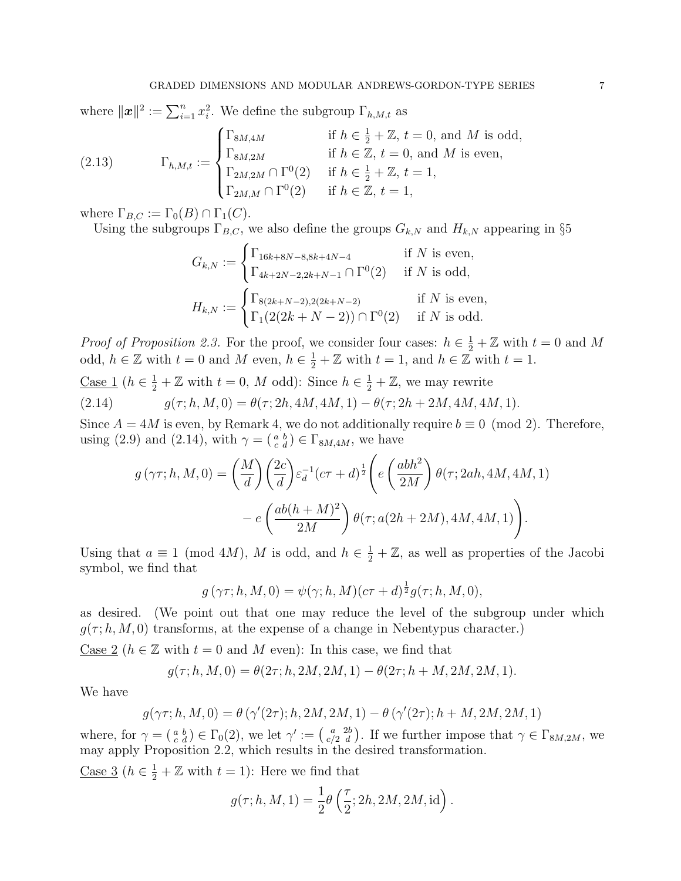where $\|\boldsymbol{x}\|^2 := \sum_{i=1}^n x_i^2$. We define the subgroup $\Gamma_{h,M,t}$ as

$$\Gamma_{h,M,t} := \begin{cases} \Gamma_{8M,4M} & \text{if } h \in \frac{1}{2}+\mathbb{Z},\ t=0, \text{ and } M \text{ is odd}, \\ \Gamma_{8M,2M} & \text{if } h \in \mathbb{Z},\ t=0, \text{ and } M \text{ is even}, \\ \Gamma_{2M,2M} \cap \Gamma^0(2) & \text{if } h \in \frac{1}{2}+\mathbb{Z},\ t=1, \\ \Gamma_{2M,M} \cap \Gamma^0(2) & \text{if } h \in \mathbb{Z},\ t=1, \end{cases} \tag{2.13}$$

where $\Gamma_{B,C} := \Gamma_0(B) \cap \Gamma_1(C)$.

Using the subgroups $\Gamma_{B,C}$, we also define the groups $G_{k,N}$ and $H_{k,N}$ appearing in §5

$$G_{k,N} := \begin{cases} \Gamma_{16k+8N-8,8k+4N-4} & \text{if } N \text{ is even}, \\ \Gamma_{4k+2N-2,2k+N-1} \cap \Gamma^0(2) & \text{if } N \text{ is odd}, \end{cases}$$

$$H_{k,N} := \begin{cases} \Gamma_{8(2k+N-2),2(2k+N-2)} & \text{if } N \text{ is even}, \\ \Gamma_1(2(2k+N-2)) \cap \Gamma^0(2) & \text{if } N \text{ is odd}. \end{cases}$$

*Proof of Proposition 2.3.* For the proof, we consider four cases: $h \in \frac{1}{2}+\mathbb{Z}$ with $t=0$ and $M$ odd, $h \in \mathbb{Z}$ with $t=0$ and $M$ even, $h \in \frac{1}{2}+\mathbb{Z}$ with $t=1$, and $h \in \mathbb{Z}$ with $t=1$.

Case 1 ($h \in \frac{1}{2}+\mathbb{Z}$ with $t=0$, $M$ odd): Since $h \in \frac{1}{2}+\mathbb{Z}$, we may rewrite

$$g(\tau; h, M, 0) = \theta(\tau; 2h, 4M, 4M, 1) - \theta(\tau; 2h+2M, 4M, 4M, 1). \tag{2.14}$$

Since $A = 4M$ is even, by Remark 4, we do not additionally require $b \equiv 0 \pmod 2$. Therefore, using (2.9) and (2.14), with $\gamma = \left(\begin{smallmatrix} a & b \\ c & d \end{smallmatrix}\right) \in \Gamma_{8M,4M}$, we have

$$g(\gamma\tau; h, M, 0) = \left(\frac{M}{d}\right)\left(\frac{2c}{d}\right)\varepsilon_d^{-1}(c\tau+d)^{\frac{1}{2}}\Bigg(e\left(\frac{abh^2}{2M}\right)\theta(\tau; 2ah, 4M, 4M, 1) \\ - e\left(\frac{ab(h+M)^2}{2M}\right)\theta(\tau; a(2h+2M), 4M, 4M, 1)\Bigg).$$

Using that $a \equiv 1 \pmod{4M}$, $M$ is odd, and $h \in \frac{1}{2}+\mathbb{Z}$, as well as properties of the Jacobi symbol, we find that

$$g(\gamma\tau; h, M, 0) = \psi(\gamma; h, M)(c\tau+d)^{\frac{1}{2}} g(\tau; h, M, 0),$$

as desired. (We point out that one may reduce the level of the subgroup under which $g(\tau; h, M, 0)$ transforms, at the expense of a change in Nebentypus character.)

Case 2 ($h \in \mathbb{Z}$ with $t=0$ and $M$ even): In this case, we find that

$$g(\tau; h, M, 0) = \theta(2\tau; h, 2M, 2M, 1) - \theta(2\tau; h+M, 2M, 2M, 1).$$

We have

$$g(\gamma\tau; h, M, 0) = \theta(\gamma'(2\tau); h, 2M, 2M, 1) - \theta(\gamma'(2\tau); h+M, 2M, 2M, 1)$$

where, for $\gamma = \left(\begin{smallmatrix} a & b \\ c & d \end{smallmatrix}\right) \in \Gamma_0(2)$, we let $\gamma' := \left(\begin{smallmatrix} a & 2b \\ c/2 & d \end{smallmatrix}\right)$. If we further impose that $\gamma \in \Gamma_{8M,2M}$, we may apply Proposition 2.2, which results in the desired transformation.

Case 3 ($h \in \frac{1}{2}+\mathbb{Z}$ with $t=1$): Here we find that

$$g(\tau; h, M, 1) = \frac{1}{2}\theta\left(\frac{\tau}{2}; 2h, 2M, 2M, \mathrm{id}\right).$$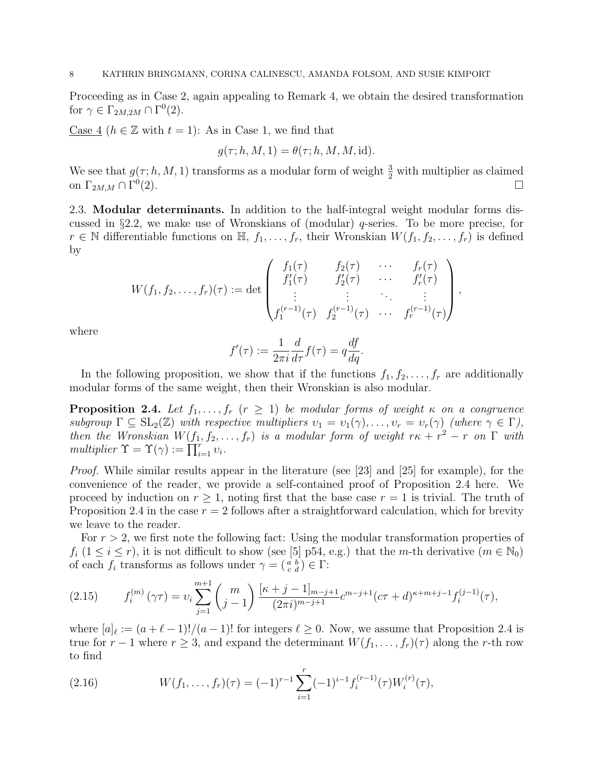Proceeding as in Case 2, again appealing to Remark 4, we obtain the desired transformation for $\gamma \in \Gamma_{2M,2M} \cap \Gamma^0(2)$.

Case 4 ($h \in \mathbb{Z}$ with $t = 1$): As in Case 1, we find that

$$g(\tau; h, M, 1) = \theta(\tau; h, M, M, \mathrm{id}).$$

We see that $g(\tau; h, M, 1)$ transforms as a modular form of weight $\frac{3}{2}$ with multiplier as claimed on $\Gamma_{2M,M} \cap \Gamma^0(2)$. $\square$

2.3. **Modular determinants.** In addition to the half-integral weight modular forms discussed in §2.2, we make use of Wronskians of (modular) $q$-series. To be more precise, for $r \in \mathbb{N}$ differentiable functions on $\mathbb{H}$, $f_1, \ldots, f_r$, their Wronskian $W(f_1, f_2, \ldots, f_r)$ is defined by

$$W(f_1, f_2, \ldots, f_r)(\tau) := \det \begin{pmatrix} f_1(\tau) & f_2(\tau) & \cdots & f_r(\tau) \\ f_1'(\tau) & f_2'(\tau) & \cdots & f_r'(\tau) \\ \vdots & \vdots & \ddots & \vdots \\ f_1^{(r-1)}(\tau) & f_2^{(r-1)}(\tau) & \cdots & f_r^{(r-1)}(\tau) \end{pmatrix},$$

where

$$f'(\tau) := \frac{1}{2\pi i} \frac{d}{d\tau} f(\tau) = q \frac{df}{dq}.$$

In the following proposition, we show that if the functions $f_1, f_2, \ldots, f_r$ are additionally modular forms of the same weight, then their Wronskian is also modular.

**Proposition 2.4.** *Let $f_1, \ldots, f_r$ ($r \geq 1$) be modular forms of weight $\kappa$ on a congruence subgroup $\Gamma \subseteq \mathrm{SL}_2(\mathbb{Z})$ with respective multipliers $\upsilon_1 = \upsilon_1(\gamma), \ldots, \upsilon_r = \upsilon_r(\gamma)$ (where $\gamma \in \Gamma$), then the Wronskian $W(f_1, f_2, \ldots, f_r)$ is a modular form of weight $r\kappa + r^2 - r$ on $\Gamma$ with multiplier $\Upsilon = \Upsilon(\gamma) := \prod_{i=1}^{r} \upsilon_i$.*

*Proof.* While similar results appear in the literature (see [23] and [25] for example), for the convenience of the reader, we provide a self-contained proof of Proposition 2.4 here. We proceed by induction on $r \geq 1$, noting first that the base case $r = 1$ is trivial. The truth of Proposition 2.4 in the case $r = 2$ follows after a straightforward calculation, which for brevity we leave to the reader.

For $r > 2$, we first note the following fact: Using the modular transformation properties of $f_i$ ($1 \leq i \leq r$), it is not difficult to show (see [5] p54, e.g.) that the $m$-th derivative ($m \in \mathbb{N}_0$) of each $f_i$ transforms as follows under $\gamma = \left(\begin{smallmatrix} a & b \\ c & d \end{smallmatrix}\right) \in \Gamma$:

$$f_i^{(m)}(\gamma\tau) = \upsilon_i \sum_{j=1}^{m+1} \binom{m}{j-1} \frac{[\kappa + j - 1]_{m-j+1}}{(2\pi i)^{m-j+1}} c^{m-j+1} (c\tau + d)^{\kappa+m+j-1} f_i^{(j-1)}(\tau), \tag{2.15}$$

where $[a]_\ell := (a + \ell - 1)!/(a - 1)!$ for integers $\ell \geq 0$. Now, we assume that Proposition 2.4 is true for $r - 1$ where $r \geq 3$, and expand the determinant $W(f_1, \ldots, f_r)(\tau)$ along the $r$-th row to find

$$W(f_1, \ldots, f_r)(\tau) = (-1)^{r-1} \sum_{i=1}^{r} (-1)^{i-1} f_i^{(r-1)}(\tau) W_i^{(r)}(\tau), \tag{2.16}$$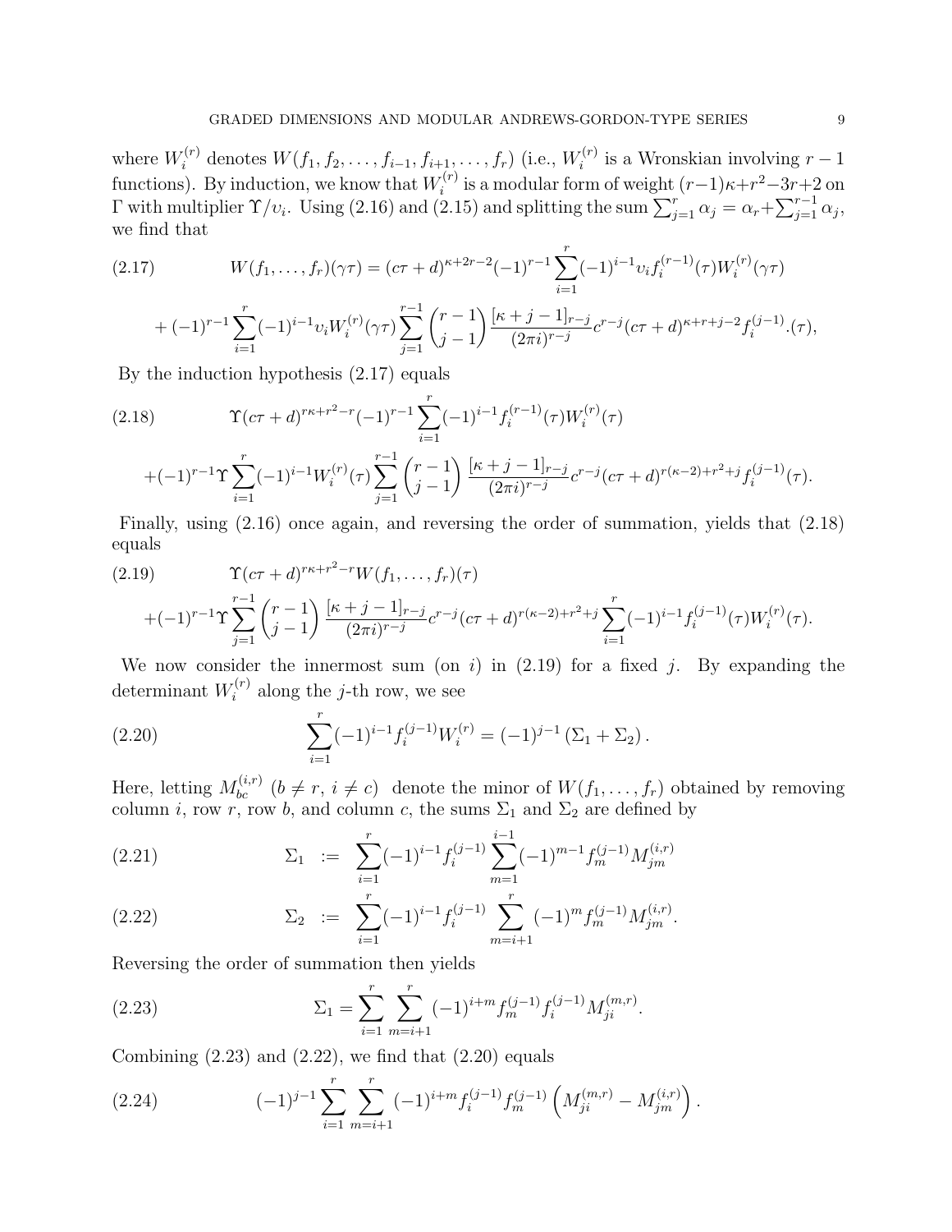where $W_i^{(r)}$ denotes $W(f_1, f_2, \ldots, f_{i-1}, f_{i+1}, \ldots, f_r)$ (i.e., $W_i^{(r)}$ is a Wronskian involving $r-1$ functions). By induction, we know that $W_i^{(r)}$ is a modular form of weight $(r-1)\kappa + r^2 - 3r + 2$ on $\Gamma$ with multiplier $\Upsilon/\upsilon_i$. Using (2.16) and (2.15) and splitting the sum $\sum_{j=1}^{r} \alpha_j = \alpha_r + \sum_{j=1}^{r-1} \alpha_j$, we find that

$$
\begin{aligned}
(2.17) \qquad W(f_1, \ldots, f_r)(\gamma\tau) &= (c\tau + d)^{\kappa + 2r - 2}(-1)^{r-1} \sum_{i=1}^{r} (-1)^{i-1} \upsilon_i f_i^{(r-1)}(\tau) W_i^{(r)}(\gamma\tau) \\
&+ (-1)^{r-1} \sum_{i=1}^{r} (-1)^{i-1} \upsilon_i W_i^{(r)}(\gamma\tau) \sum_{j=1}^{r-1} \binom{r-1}{j-1} \frac{[\kappa + j - 1]_{r-j}}{(2\pi i)^{r-j}} c^{r-j} (c\tau + d)^{\kappa + r + j - 2} f_i^{(j-1)}.(\tau),
\end{aligned}
$$

By the induction hypothesis (2.17) equals

$$
\begin{aligned}
(2.18) \qquad & \Upsilon (c\tau + d)^{r\kappa + r^2 - r} (-1)^{r-1} \sum_{i=1}^{r} (-1)^{i-1} f_i^{(r-1)}(\tau) W_i^{(r)}(\tau) \\
&+ (-1)^{r-1} \Upsilon \sum_{i=1}^{r} (-1)^{i-1} W_i^{(r)}(\tau) \sum_{j=1}^{r-1} \binom{r-1}{j-1} \frac{[\kappa + j - 1]_{r-j}}{(2\pi i)^{r-j}} c^{r-j} (c\tau + d)^{r(\kappa - 2) + r^2 + j} f_i^{(j-1)}(\tau).
\end{aligned}
$$

Finally, using (2.16) once again, and reversing the order of summation, yields that (2.18) equals

$$
\begin{aligned}
(2.19) \qquad & \Upsilon (c\tau + d)^{r\kappa + r^2 - r} W(f_1, \ldots, f_r)(\tau) \\
&+ (-1)^{r-1} \Upsilon \sum_{j=1}^{r-1} \binom{r-1}{j-1} \frac{[\kappa + j - 1]_{r-j}}{(2\pi i)^{r-j}} c^{r-j} (c\tau + d)^{r(\kappa - 2) + r^2 + j} \sum_{i=1}^{r} (-1)^{i-1} f_i^{(j-1)}(\tau) W_i^{(r)}(\tau).
\end{aligned}
$$

We now consider the innermost sum (on $i$) in (2.19) for a fixed $j$. By expanding the determinant $W_i^{(r)}$ along the $j$-th row, we see

$$
(2.20) \qquad \sum_{i=1}^{r} (-1)^{i-1} f_i^{(j-1)} W_i^{(r)} = (-1)^{j-1} (\Sigma_1 + \Sigma_2).
$$

Here, letting $M_{bc}^{(i,r)}$ $(b \neq r,\ i \neq c)$ denote the minor of $W(f_1, \ldots, f_r)$ obtained by removing column $i$, row $r$, row $b$, and column $c$, the sums $\Sigma_1$ and $\Sigma_2$ are defined by

$$
(2.21) \qquad \Sigma_1 := \sum_{i=1}^{r} (-1)^{i-1} f_i^{(j-1)} \sum_{m=1}^{i-1} (-1)^{m-1} f_m^{(j-1)} M_{jm}^{(i,r)}
$$

$$
(2.22) \qquad \Sigma_2 := \sum_{i=1}^{r} (-1)^{i-1} f_i^{(j-1)} \sum_{m=i+1}^{r} (-1)^{m} f_m^{(j-1)} M_{jm}^{(i,r)}.
$$

Reversing the order of summation then yields

$$
(2.23) \qquad \Sigma_1 = \sum_{i=1}^{r} \sum_{m=i+1}^{r} (-1)^{i+m} f_m^{(j-1)} f_i^{(j-1)} M_{ji}^{(m,r)}.
$$

Combining (2.23) and (2.22), we find that (2.20) equals

$$
(2.24) \qquad (-1)^{j-1} \sum_{i=1}^{r} \sum_{m=i+1}^{r} (-1)^{i+m} f_i^{(j-1)} f_m^{(j-1)} \left( M_{ji}^{(m,r)} - M_{jm}^{(i,r)} \right).
$$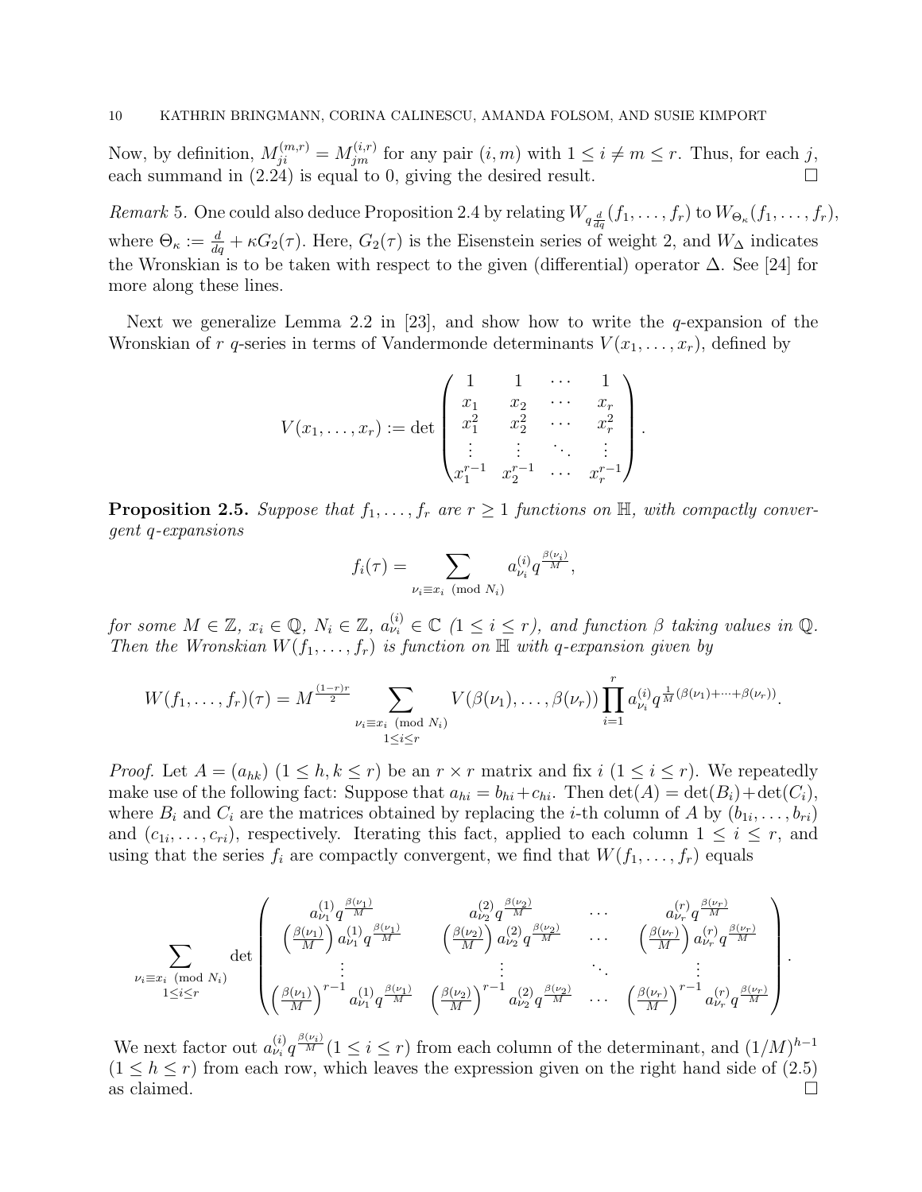Now, by definition, $M_{ji}^{(m,r)} = M_{jm}^{(i,r)}$ for any pair $(i,m)$ with $1 \leq i \neq m \leq r$. Thus, for each $j$, each summand in (2.24) is equal to 0, giving the desired result. $\square$

*Remark* 5. One could also deduce Proposition 2.4 by relating $W_{q\frac{d}{dq}}(f_1, \ldots, f_r)$ to $W_{\Theta_\kappa}(f_1, \ldots, f_r)$, where $\Theta_\kappa := \frac{d}{dq} + \kappa G_2(\tau)$. Here, $G_2(\tau)$ is the Eisenstein series of weight 2, and $W_\Delta$ indicates the Wronskian is to be taken with respect to the given (differential) operator $\Delta$. See [24] for more along these lines.

Next we generalize Lemma 2.2 in [23], and show how to write the $q$-expansion of the Wronskian of $r$ $q$-series in terms of Vandermonde determinants $V(x_1, \ldots, x_r)$, defined by

$$V(x_1, \ldots, x_r) := \det \begin{pmatrix} 1 & 1 & \cdots & 1 \\ x_1 & x_2 & \cdots & x_r \\ x_1^2 & x_2^2 & \cdots & x_r^2 \\ \vdots & \vdots & \ddots & \vdots \\ x_1^{r-1} & x_2^{r-1} & \cdots & x_r^{r-1} \end{pmatrix}.$$

**Proposition 2.5.** *Suppose that $f_1, \ldots, f_r$ are $r \geq 1$ functions on $\mathbb{H}$, with compactly convergent $q$-expansions*

$$f_i(\tau) = \sum_{\nu_i \equiv x_i \pmod{N_i}} a_{\nu_i}^{(i)} q^{\frac{\beta(\nu_i)}{M}},$$

*for some $M \in \mathbb{Z}$, $x_i \in \mathbb{Q}$, $N_i \in \mathbb{Z}$, $a_{\nu_i}^{(i)} \in \mathbb{C}$ $(1 \leq i \leq r)$, and function $\beta$ taking values in $\mathbb{Q}$. Then the Wronskian $W(f_1, \ldots, f_r)$ is function on $\mathbb{H}$ with $q$-expansion given by*

$$W(f_1, \ldots, f_r)(\tau) = M^{\frac{(1-r)r}{2}} \sum_{\substack{\nu_i \equiv x_i \pmod{N_i} \\ 1 \leq i \leq r}} V(\beta(\nu_1), \ldots, \beta(\nu_r)) \prod_{i=1}^{r} a_{\nu_i}^{(i)} q^{\frac{1}{M}(\beta(\nu_1) + \cdots + \beta(\nu_r))}.$$

*Proof.* Let $A = (a_{hk})$ $(1 \leq h, k \leq r)$ be an $r \times r$ matrix and fix $i$ $(1 \leq i \leq r)$. We repeatedly make use of the following fact: Suppose that $a_{hi} = b_{hi} + c_{hi}$. Then $\det(A) = \det(B_i) + \det(C_i)$, where $B_i$ and $C_i$ are the matrices obtained by replacing the $i$-th column of $A$ by $(b_{1i}, \ldots, b_{ri})$ and $(c_{1i}, \ldots, c_{ri})$, respectively. Iterating this fact, applied to each column $1 \leq i \leq r$, and using that the series $f_i$ are compactly convergent, we find that $W(f_1, \ldots, f_r)$ equals

$$\sum_{\substack{\nu_i \equiv x_i \pmod{N_i} \\ 1 \leq i \leq r}} \det \begin{pmatrix} a_{\nu_1}^{(1)} q^{\frac{\beta(\nu_1)}{M}} & a_{\nu_2}^{(2)} q^{\frac{\beta(\nu_2)}{M}} & \cdots & a_{\nu_r}^{(r)} q^{\frac{\beta(\nu_r)}{M}} \\ \left(\frac{\beta(\nu_1)}{M}\right) a_{\nu_1}^{(1)} q^{\frac{\beta(\nu_1)}{M}} & \left(\frac{\beta(\nu_2)}{M}\right) a_{\nu_2}^{(2)} q^{\frac{\beta(\nu_2)}{M}} & \cdots & \left(\frac{\beta(\nu_r)}{M}\right) a_{\nu_r}^{(r)} q^{\frac{\beta(\nu_r)}{M}} \\ \vdots & \vdots & \ddots & \vdots \\ \left(\frac{\beta(\nu_1)}{M}\right)^{r-1} a_{\nu_1}^{(1)} q^{\frac{\beta(\nu_1)}{M}} & \left(\frac{\beta(\nu_2)}{M}\right)^{r-1} a_{\nu_2}^{(2)} q^{\frac{\beta(\nu_2)}{M}} & \cdots & \left(\frac{\beta(\nu_r)}{M}\right)^{r-1} a_{\nu_r}^{(r)} q^{\frac{\beta(\nu_r)}{M}} \end{pmatrix}.$$

We next factor out $a_{\nu_i}^{(i)} q^{\frac{\beta(\nu_i)}{M}}$ $(1 \leq i \leq r)$ from each column of the determinant, and $(1/M)^{h-1}$ $(1 \leq h \leq r)$ from each row, which leaves the expression given on the right hand side of (2.5) as claimed. $\square$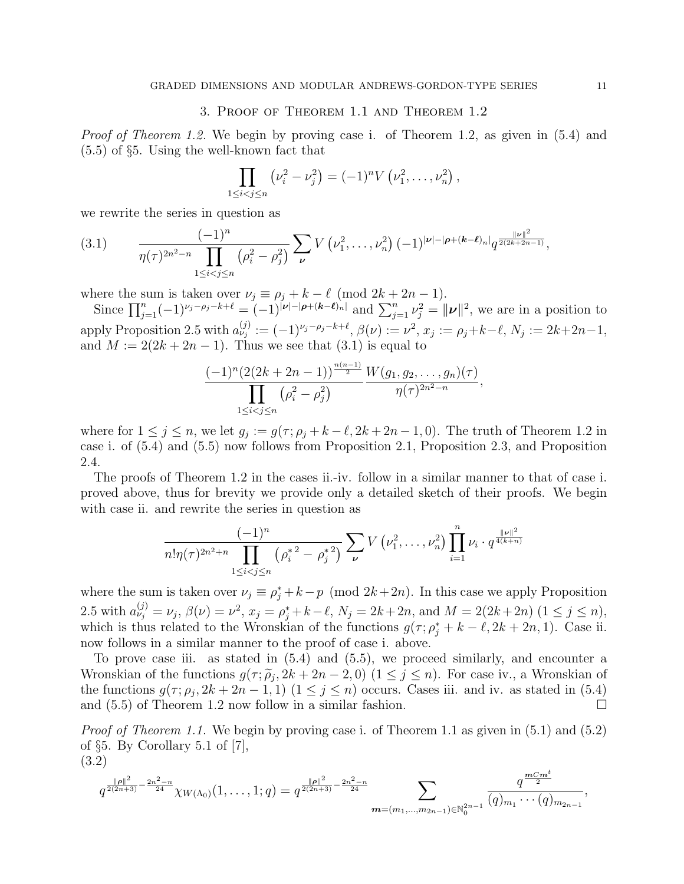## 3. Proof of Theorem 1.1 and Theorem 1.2

*Proof of Theorem 1.2.* We begin by proving case i. of Theorem 1.2, as given in (5.4) and (5.5) of §5. Using the well-known fact that

$$\prod_{1\leq i<j\leq n}\left(\nu_i^2-\nu_j^2\right)=(-1)^nV\left(\nu_1^2,\ldots,\nu_n^2\right),$$

we rewrite the series in question as

$$\frac{(-1)^n}{\eta(\tau)^{2n^2-n}\prod\limits_{1\leq i<j\leq n}\left(\rho_i^2-\rho_j^2\right)}\sum_{\boldsymbol{\nu}}V\left(\nu_1^2,\ldots,\nu_n^2\right)(-1)^{|\boldsymbol{\nu}|-|\boldsymbol{\rho}+(\boldsymbol{k}-\boldsymbol{\ell})_n|}q^{\frac{\|\boldsymbol{\nu}\|^2}{2(2k+2n-1)}}, \tag{3.1}$$

where the sum is taken over $\nu_j\equiv\rho_j+k-\ell\pmod{2k+2n-1}$.

Since $\prod_{j=1}^n(-1)^{\nu_j-\rho_j-k+\ell}=(-1)^{|\boldsymbol{\nu}|-|\boldsymbol{\rho}+(\boldsymbol{k}-\boldsymbol{\ell})_n|}$ and $\sum_{j=1}^n\nu_j^2=\|\boldsymbol{\nu}\|^2$, we are in a position to apply Proposition 2.5 with $a_{\nu_j}^{(j)}:=(-1)^{\nu_j-\rho_j-k+\ell}$, $\beta(\nu):=\nu^2$, $x_j:=\rho_j+k-\ell$, $N_j:=2k+2n-1$, and $M:=2(2k+2n-1)$. Thus we see that (3.1) is equal to

$$\frac{(-1)^n(2(2k+2n-1))^{\frac{n(n-1)}{2}}}{\prod\limits_{1\leq i<j\leq n}\left(\rho_i^2-\rho_j^2\right)}\frac{W(g_1,g_2,\ldots,g_n)(\tau)}{\eta(\tau)^{2n^2-n}},$$

where for $1\leq j\leq n$, we let $g_j:=g(\tau;\rho_j+k-\ell,2k+2n-1,0)$. The truth of Theorem 1.2 in case i. of (5.4) and (5.5) now follows from Proposition 2.1, Proposition 2.3, and Proposition 2.4.

The proofs of Theorem 1.2 in the cases ii.-iv. follow in a similar manner to that of case i. proved above, thus for brevity we provide only a detailed sketch of their proofs. We begin with case ii. and rewrite the series in question as

$$\frac{(-1)^n}{n!\eta(\tau)^{2n^2+n}\prod\limits_{1\leq i<j\leq n}\left({\rho_i^*}^2-{\rho_j^*}^2\right)}\sum_{\boldsymbol{\nu}}V\left(\nu_1^2,\ldots,\nu_n^2\right)\prod_{i=1}^n\nu_i\cdot q^{\frac{\|\boldsymbol{\nu}\|^2}{4(k+n)}}$$

where the sum is taken over $\nu_j\equiv\rho_j^*+k-p\pmod{2k+2n}$. In this case we apply Proposition 2.5 with $a_{\nu_j}^{(j)}=\nu_j$, $\beta(\nu)=\nu^2$, $x_j=\rho_j^*+k-\ell$, $N_j=2k+2n$, and $M=2(2k+2n)$ $(1\leq j\leq n)$, which is thus related to the Wronskian of the functions $g(\tau;\rho_j^*+k-\ell,2k+2n,1)$. Case ii. now follows in a similar manner to the proof of case i. above.

To prove case iii. as stated in (5.4) and (5.5), we proceed similarly, and encounter a Wronskian of the functions $g(\tau;\widetilde{\rho}_j,2k+2n-2,0)$ $(1\leq j\leq n)$. For case iv., a Wronskian of the functions $g(\tau;\rho_j,2k+2n-1,1)$ $(1\leq j\leq n)$ occurs. Cases iii. and iv. as stated in (5.4) and (5.5) of Theorem 1.2 now follow in a similar fashion. □

*Proof of Theorem 1.1.* We begin by proving case i. of Theorem 1.1 as given in (5.1) and (5.2) of §5. By Corollary 5.1 of [7],

$$q^{\frac{\|\boldsymbol{\rho}\|^2}{2(2n+3)}-\frac{2n^2-n}{24}}\chi_{W(\Lambda_0)}(1,\ldots,1;q)=q^{\frac{\|\boldsymbol{\rho}\|^2}{2(2n+3)}-\frac{2n^2-n}{24}}\sum_{\boldsymbol{m}=(m_1,\ldots,m_{2n-1})\in\mathbb{N}_0^{2n-1}}\frac{q^{\frac{\boldsymbol{m}C\boldsymbol{m}^t}{2}}}{(q)_{m_1}\cdots(q)_{m_{2n-1}}}, \tag{3.2}$$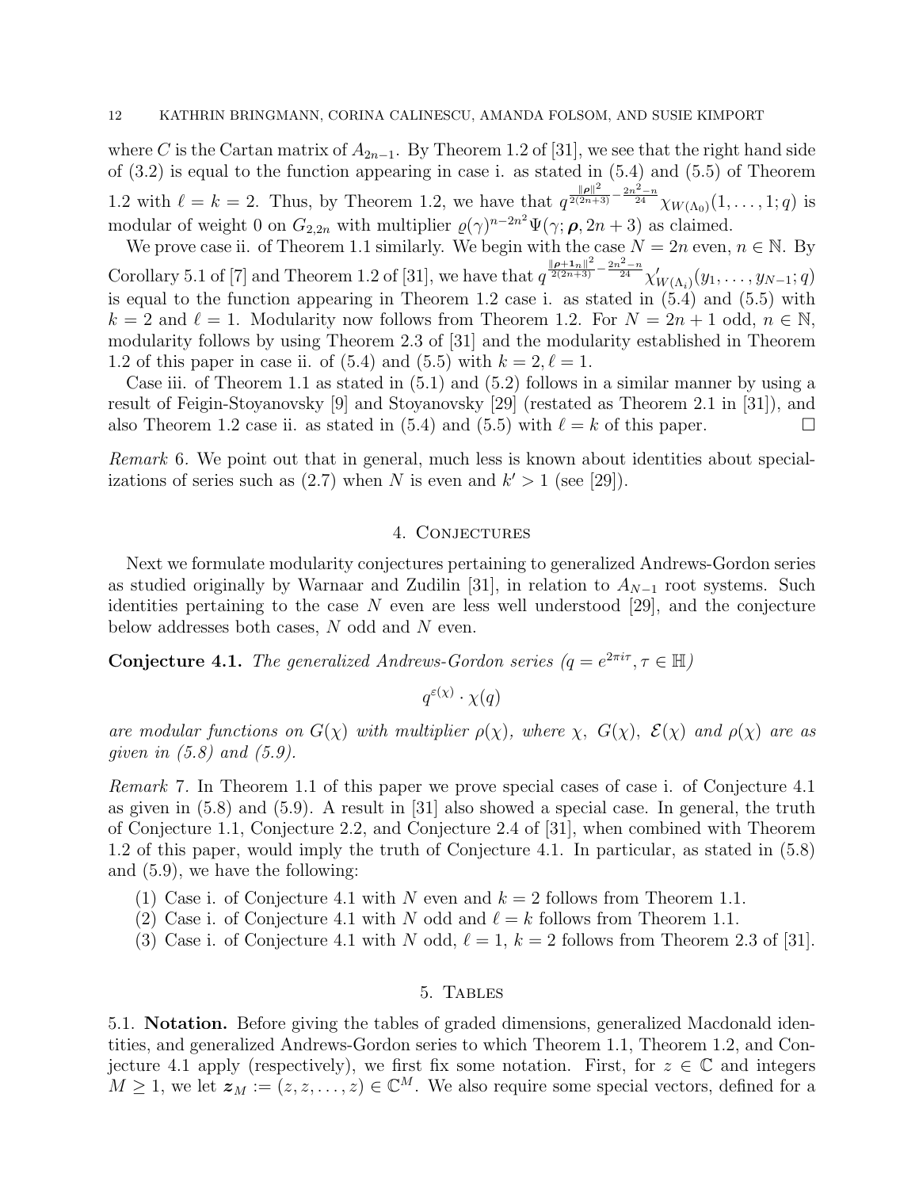where $C$ is the Cartan matrix of $A_{2n-1}$. By Theorem 1.2 of [31], we see that the right hand side of (3.2) is equal to the function appearing in case i. as stated in (5.4) and (5.5) of Theorem 1.2 with $\ell = k = 2$. Thus, by Theorem 1.2, we have that $q^{\frac{\|\boldsymbol{\rho}\|^2}{2(2n+3)} - \frac{2n^2-n}{24}} \chi_{W(\Lambda_0)}(1, \ldots, 1; q)$ is modular of weight 0 on $G_{2,2n}$ with multiplier $\varrho(\gamma)^{n-2n^2} \Psi(\gamma; \boldsymbol{\rho}, 2n+3)$ as claimed.

We prove case ii. of Theorem 1.1 similarly. We begin with the case $N = 2n$ even, $n \in \mathbb{N}$. By Corollary 5.1 of [7] and Theorem 1.2 of [31], we have that $q^{\frac{\|\boldsymbol{\rho}+\mathbf{1}_n\|^2}{2(2n+3)} - \frac{2n^2-n}{24}} \chi'_{W(\Lambda_i)}(y_1, \ldots, y_{N-1}; q)$ is equal to the function appearing in Theorem 1.2 case i. as stated in (5.4) and (5.5) with $k = 2$ and $\ell = 1$. Modularity now follows from Theorem 1.2. For $N = 2n+1$ odd, $n \in \mathbb{N}$, modularity follows by using Theorem 2.3 of [31] and the modularity established in Theorem 1.2 of this paper in case ii. of (5.4) and (5.5) with $k = 2, \ell = 1$.

Case iii. of Theorem 1.1 as stated in (5.1) and (5.2) follows in a similar manner by using a result of Feigin-Stoyanovsky [9] and Stoyanovsky [29] (restated as Theorem 2.1 in [31]), and also Theorem 1.2 case ii. as stated in (5.4) and (5.5) with $\ell = k$ of this paper. □

*Remark* 6. We point out that in general, much less is known about identities about specializations of series such as (2.7) when $N$ is even and $k' > 1$ (see [29]).

## 4. Conjectures

Next we formulate modularity conjectures pertaining to generalized Andrews-Gordon series as studied originally by Warnaar and Zudilin [31], in relation to $A_{N-1}$ root systems. Such identities pertaining to the case $N$ even are less well understood [29], and the conjecture below addresses both cases, $N$ odd and $N$ even.

**Conjecture 4.1.** *The generalized Andrews-Gordon series ($q = e^{2\pi i \tau}, \tau \in \mathbb{H}$)*

$$q^{\varepsilon(\chi)} \cdot \chi(q)$$

*are modular functions on $G(\chi)$ with multiplier $\rho(\chi)$, where $\chi$, $G(\chi)$, $\mathcal{E}(\chi)$ and $\rho(\chi)$ are as given in (5.8) and (5.9).*

*Remark* 7. In Theorem 1.1 of this paper we prove special cases of case i. of Conjecture 4.1 as given in (5.8) and (5.9). A result in [31] also showed a special case. In general, the truth of Conjecture 1.1, Conjecture 2.2, and Conjecture 2.4 of [31], when combined with Theorem 1.2 of this paper, would imply the truth of Conjecture 4.1. In particular, as stated in (5.8) and (5.9), we have the following:

1. Case i. of Conjecture 4.1 with $N$ even and $k = 2$ follows from Theorem 1.1.
2. Case i. of Conjecture 4.1 with $N$ odd and $\ell = k$ follows from Theorem 1.1.
3. Case i. of Conjecture 4.1 with $N$ odd, $\ell = 1$, $k = 2$ follows from Theorem 2.3 of [31].

## 5. Tables

5.1. **Notation.** Before giving the tables of graded dimensions, generalized Macdonald identities, and generalized Andrews-Gordon series to which Theorem 1.1, Theorem 1.2, and Conjecture 4.1 apply (respectively), we first fix some notation. First, for $z \in \mathbb{C}$ and integers $M \geq 1$, we let $\boldsymbol{z}_M := (z, z, \ldots, z) \in \mathbb{C}^M$. We also require some special vectors, defined for a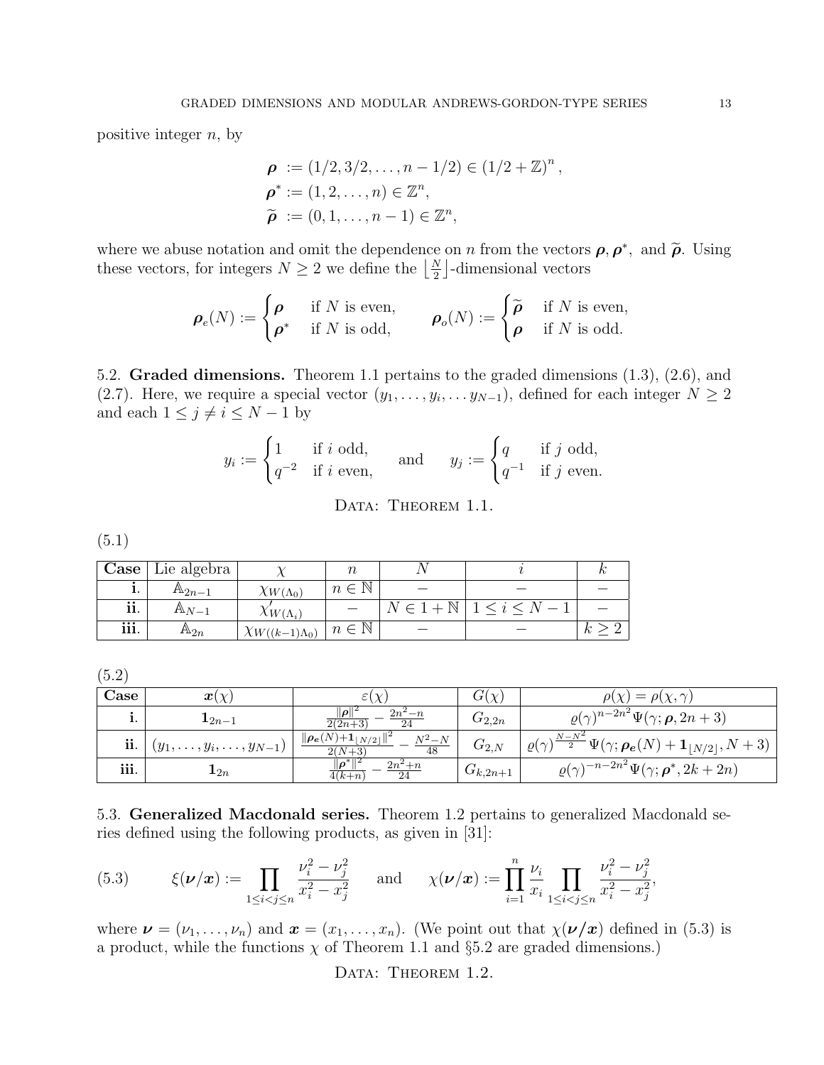positive integer $n$, by

$$
\begin{aligned}
\boldsymbol{\rho} &:= (1/2, 3/2, \ldots, n-1/2) \in (1/2+\mathbb{Z})^n, \\
\boldsymbol{\rho}^* &:= (1, 2, \ldots, n) \in \mathbb{Z}^n, \\
\widetilde{\boldsymbol{\rho}} &:= (0, 1, \ldots, n-1) \in \mathbb{Z}^n,
\end{aligned}
$$

where we abuse notation and omit the dependence on $n$ from the vectors $\boldsymbol{\rho}, \boldsymbol{\rho}^*,$ and $\widetilde{\boldsymbol{\rho}}$. Using these vectors, for integers $N \geq 2$ we define the $\left\lfloor \frac{N}{2} \right\rfloor$-dimensional vectors

$$
\boldsymbol{\rho}_e(N) := \begin{cases} \boldsymbol{\rho} & \text{if } N \text{ is even,} \\ \boldsymbol{\rho}^* & \text{if } N \text{ is odd,} \end{cases} \qquad \boldsymbol{\rho}_o(N) := \begin{cases} \widetilde{\boldsymbol{\rho}} & \text{if } N \text{ is even,} \\ \boldsymbol{\rho} & \text{if } N \text{ is odd.} \end{cases}
$$

5.2. **Graded dimensions.** Theorem 1.1 pertains to the graded dimensions (1.3), (2.6), and (2.7). Here, we require a special vector $(y_1, \ldots, y_i, \ldots y_{N-1})$, defined for each integer $N \geq 2$ and each $1 \leq j \neq i \leq N-1$ by

$$
y_i := \begin{cases} 1 & \text{if } i \text{ odd,} \\ q^{-2} & \text{if } i \text{ even,} \end{cases} \qquad \text{and} \qquad y_j := \begin{cases} q & \text{if } j \text{ odd,} \\ q^{-1} & \text{if } j \text{ even.} \end{cases}
$$

Data: Theorem 1.1.

(5.1)

| **Case** | Lie algebra | $\chi$ | $n$ | $N$ | $i$ | $k$ |
|---|---|---|---|---|---|---|
| **i.** | $\mathbb{A}_{2n-1}$ | $\chi_{W(\Lambda_0)}$ | $n \in \mathbb{N}$ | $-$ | $-$ | $-$ |
| **ii.** | $\mathbb{A}_{N-1}$ | $\chi'_{W(\Lambda_i)}$ | $-$ | $N \in 1+\mathbb{N}$ | $1 \leq i \leq N-1$ | $-$ |
| **iii.** | $\mathbb{A}_{2n}$ | $\chi_{W((k-1)\Lambda_0)}$ | $n \in \mathbb{N}$ | $-$ | $-$ | $k \geq 2$ |

(5.2)

| **Case** | $\boldsymbol{x}(\chi)$ | $\varepsilon(\chi)$ | $G(\chi)$ | $\rho(\chi) = \rho(\chi, \gamma)$ |
|---|---|---|---|---|
| **i.** | $\mathbf{1}_{2n-1}$ | $\frac{\Vert\boldsymbol{\rho}\Vert^2}{2(2n+3)} - \frac{2n^2-n}{24}$ | $G_{2,2n}$ | $\varrho(\gamma)^{n-2n^2}\Psi(\gamma; \boldsymbol{\rho}, 2n+3)$ |
| **ii.** | $(y_1, \ldots, y_i, \ldots, y_{N-1})$ | $\frac{\Vert\boldsymbol{\rho_e}(N)+\mathbf{1}_{\lfloor N/2\rfloor}\Vert^2}{2(N+3)} - \frac{N^2-N}{48}$ | $G_{2,N}$ | $\varrho(\gamma)^{\frac{N-N^2}{2}}\Psi(\gamma; \boldsymbol{\rho_e}(N)+\mathbf{1}_{\lfloor N/2\rfloor}, N+3)$ |
| **iii.** | $\mathbf{1}_{2n}$ | $\frac{\Vert\boldsymbol{\rho}^*\Vert^2}{4(k+n)} - \frac{2n^2+n}{24}$ | $G_{k,2n+1}$ | $\varrho(\gamma)^{-n-2n^2}\Psi(\gamma; \boldsymbol{\rho}^*, 2k+2n)$ |

5.3. **Generalized Macdonald series.** Theorem 1.2 pertains to generalized Macdonald series defined using the following products, as given in [31]:

$$
\xi(\boldsymbol{\nu}/\boldsymbol{x}) := \prod_{1 \leq i < j \leq n} \frac{\nu_i^2 - \nu_j^2}{x_i^2 - x_j^2} \qquad \text{and} \qquad \chi(\boldsymbol{\nu}/\boldsymbol{x}) := \prod_{i=1}^{n} \frac{\nu_i}{x_i} \prod_{1 \leq i < j \leq n} \frac{\nu_i^2 - \nu_j^2}{x_i^2 - x_j^2}, \tag{5.3}
$$

where $\boldsymbol{\nu} = (\nu_1, \ldots, \nu_n)$ and $\boldsymbol{x} = (x_1, \ldots, x_n)$. (We point out that $\chi(\boldsymbol{\nu}/\boldsymbol{x})$ defined in (5.3) is a product, while the functions $\chi$ of Theorem 1.1 and §5.2 are graded dimensions.)

Data: Theorem 1.2.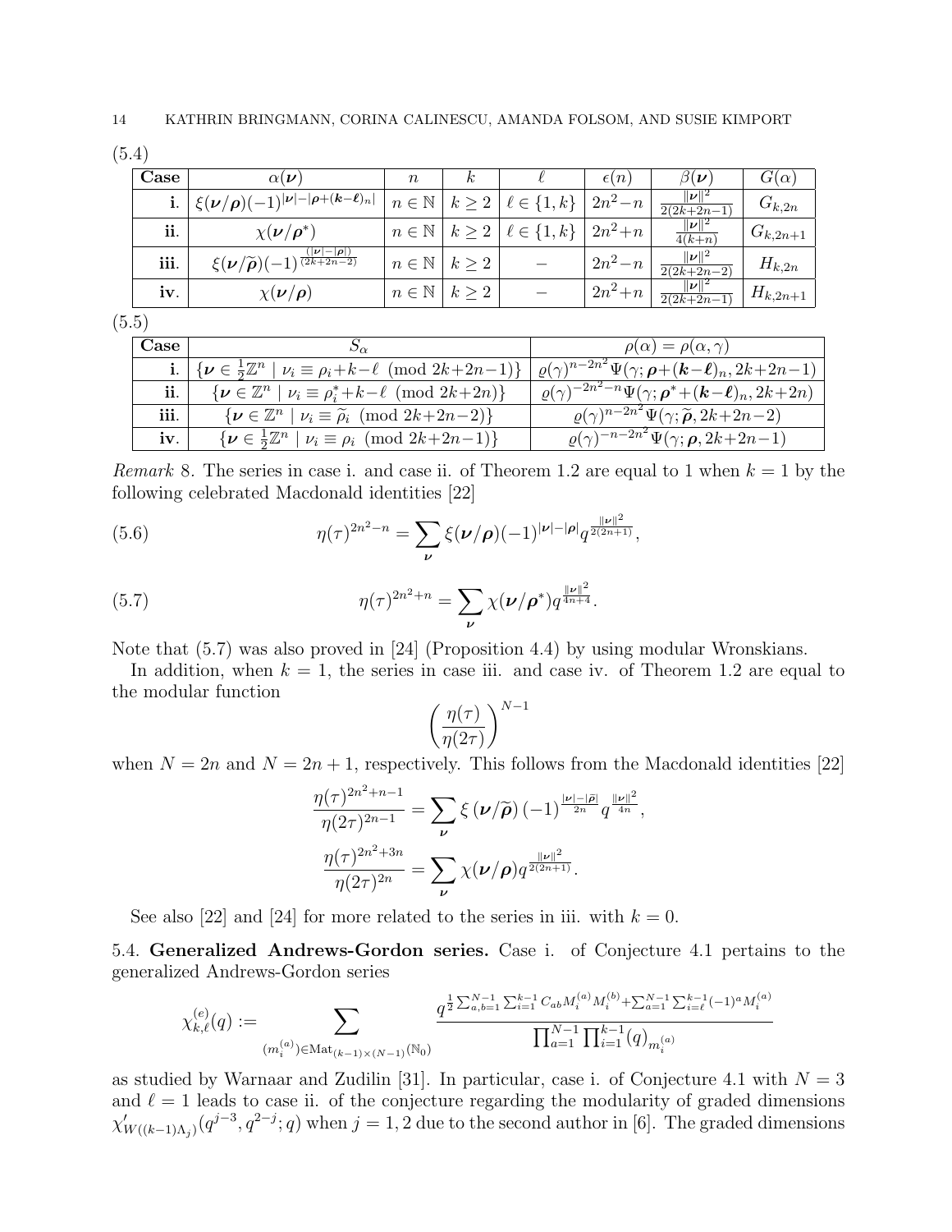(5.4)

| Case | $\alpha(\boldsymbol{\nu})$ | $n$ | $k$ | $\ell$ | $\epsilon(n)$ | $\beta(\boldsymbol{\nu})$ | $G(\alpha)$ |
|---|---|---|---|---|---|---|---|
| **i.** | $\xi(\boldsymbol{\nu}/\boldsymbol{\rho})(-1)^{\lvert\boldsymbol{\nu}\rvert-\lvert\boldsymbol{\rho}+(\boldsymbol{k}-\boldsymbol{\ell})_n\rvert}$ | $n\in\mathbb{N}$ | $k\geq 2$ | $\ell\in\{1,k\}$ | $2n^2-n$ | $\frac{\lVert\boldsymbol{\nu}\rVert^2}{2(2k+2n-1)}$ | $G_{k,2n}$ |
| **ii.** | $\chi(\boldsymbol{\nu}/\boldsymbol{\rho}^*)$ | $n\in\mathbb{N}$ | $k\geq 2$ | $\ell\in\{1,k\}$ | $2n^2+n$ | $\frac{\lVert\boldsymbol{\nu}\rVert^2}{4(k+n)}$ | $G_{k,2n+1}$ |
| **iii.** | $\xi(\boldsymbol{\nu}/\widetilde{\boldsymbol{\rho}})(-1)^{\frac{(\lvert\boldsymbol{\nu}\rvert-\lvert\boldsymbol{\rho}\rvert)}{(2k+2n-2)}}$ | $n\in\mathbb{N}$ | $k\geq 2$ | $-$ | $2n^2-n$ | $\frac{\lVert\boldsymbol{\nu}\rVert^2}{2(2k+2n-2)}$ | $H_{k,2n}$ |
| **iv.** | $\chi(\boldsymbol{\nu}/\boldsymbol{\rho})$ | $n\in\mathbb{N}$ | $k\geq 2$ | $-$ | $2n^2+n$ | $\frac{\lVert\boldsymbol{\nu}\rVert^2}{2(2k+2n-1)}$ | $H_{k,2n+1}$ |

(5.5)

| Case | $S_\alpha$ | $\rho(\alpha)=\rho(\alpha,\gamma)$ |
|---|---|---|
| **i.** | $\{\boldsymbol{\nu}\in\frac{1}{2}\mathbb{Z}^n \mid \nu_i\equiv\rho_i+k-\ell \pmod{2k+2n-1}\}$ | $\varrho(\gamma)^{n-2n^2}\Psi(\gamma;\boldsymbol{\rho}+(\boldsymbol{k}-\boldsymbol{\ell})_n,2k+2n-1)$ |
| **ii.** | $\{\boldsymbol{\nu}\in\mathbb{Z}^n \mid \nu_i\equiv\rho_i^*+k-\ell \pmod{2k+2n}\}$ | $\varrho(\gamma)^{-2n^2-n}\Psi(\gamma;\boldsymbol{\rho}^*+(\boldsymbol{k}-\boldsymbol{\ell})_n,2k+2n)$ |
| **iii.** | $\{\boldsymbol{\nu}\in\mathbb{Z}^n \mid \nu_i\equiv\widetilde{\rho}_i \pmod{2k+2n-2}\}$ | $\varrho(\gamma)^{n-2n^2}\Psi(\gamma;\widetilde{\boldsymbol{\rho}},2k+2n-2)$ |
| **iv.** | $\{\boldsymbol{\nu}\in\frac{1}{2}\mathbb{Z}^n \mid \nu_i\equiv\rho_i \pmod{2k+2n-1}\}$ | $\varrho(\gamma)^{-n-2n^2}\Psi(\gamma;\boldsymbol{\rho},2k+2n-1)$ |

*Remark* 8. The series in case i. and case ii. of Theorem 1.2 are equal to 1 when $k=1$ by the following celebrated Macdonald identities [22]

$$\eta(\tau)^{2n^2-n}=\sum_{\boldsymbol{\nu}}\xi(\boldsymbol{\nu}/\boldsymbol{\rho})(-1)^{\lvert\boldsymbol{\nu}\rvert-\lvert\boldsymbol{\rho}\rvert}q^{\frac{\lVert\boldsymbol{\nu}\rVert^2}{2(2n+1)}},\tag{5.6}$$

$$\eta(\tau)^{2n^2+n}=\sum_{\boldsymbol{\nu}}\chi(\boldsymbol{\nu}/\boldsymbol{\rho}^*)q^{\frac{\lVert\boldsymbol{\nu}\rVert^2}{4n+4}}.\tag{5.7}$$

Note that (5.7) was also proved in [24] (Proposition 4.4) by using modular Wronskians.

In addition, when $k=1$, the series in case iii. and case iv. of Theorem 1.2 are equal to the modular function

$$\left(\frac{\eta(\tau)}{\eta(2\tau)}\right)^{N-1}$$

when $N=2n$ and $N=2n+1$, respectively. This follows from the Macdonald identities [22]

$$\frac{\eta(\tau)^{2n^2+n-1}}{\eta(2\tau)^{2n-1}}=\sum_{\boldsymbol{\nu}}\xi\left(\boldsymbol{\nu}/\widetilde{\boldsymbol{\rho}}\right)(-1)^{\frac{\lvert\boldsymbol{\nu}\rvert-\lvert\widetilde{\boldsymbol{\rho}}\rvert}{2n}}q^{\frac{\lVert\boldsymbol{\nu}\rVert^2}{4n}},$$

$$\frac{\eta(\tau)^{2n^2+3n}}{\eta(2\tau)^{2n}}=\sum_{\boldsymbol{\nu}}\chi(\boldsymbol{\nu}/\boldsymbol{\rho})q^{\frac{\lVert\boldsymbol{\nu}\rVert^2}{2(2n+1)}}.$$

See also [22] and [24] for more related to the series in iii. with $k=0$.

5.4. **Generalized Andrews-Gordon series.** Case i. of Conjecture 4.1 pertains to the generalized Andrews-Gordon series

$$\chi_{k,\ell}^{(e)}(q):=\sum_{(m_i^{(a)})\in\mathrm{Mat}_{(k-1)\times(N-1)}(\mathbb{N}_0)}\frac{q^{\frac{1}{2}\sum_{a,b=1}^{N-1}\sum_{i=1}^{k-1}C_{ab}M_i^{(a)}M_i^{(b)}+\sum_{a=1}^{N-1}\sum_{i=\ell}^{k-1}(-1)^aM_i^{(a)}}}{\prod_{a=1}^{N-1}\prod_{i=1}^{k-1}(q)_{m_i^{(a)}}}$$

as studied by Warnaar and Zudilin [31]. In particular, case i. of Conjecture 4.1 with $N=3$ and $\ell=1$ leads to case ii. of the conjecture regarding the modularity of graded dimensions $\chi'_{W((k-1)\Lambda_j)}(q^{j-3},q^{2-j};q)$ when $j=1,2$ due to the second author in [6]. The graded dimensions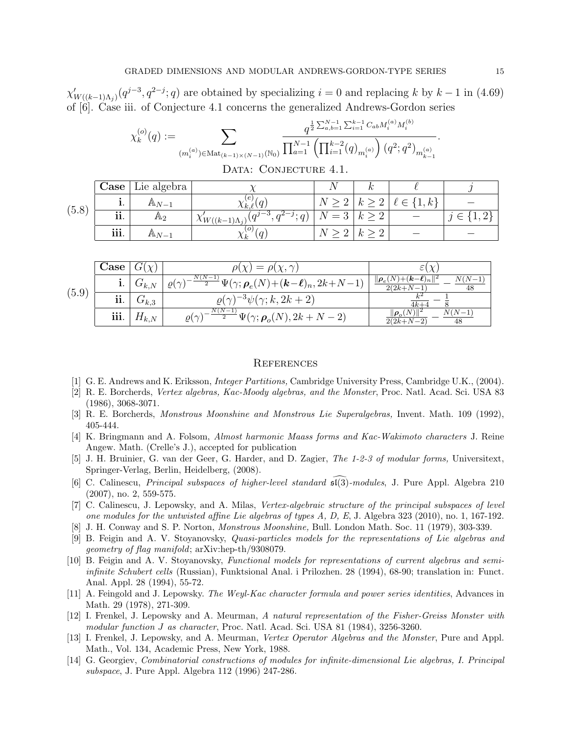$\chi'_{W((k-1)\Lambda_j)}(q^{j-3}, q^{2-j}; q)$ are obtained by specializing $i = 0$ and replacing $k$ by $k-1$ in (4.69) of [6]. Case iii. of Conjecture 4.1 concerns the generalized Andrews-Gordon series

$$\chi_k^{(o)}(q) := \sum_{(m_i^{(a)}) \in \mathrm{Mat}_{(k-1)\times(N-1)}(\mathbb{N}_0)} \frac{q^{\frac{1}{2}\sum_{a,b=1}^{N-1}\sum_{i=1}^{k-1} C_{ab} M_i^{(a)} M_i^{(b)}}}{\prod_{a=1}^{N-1}\left(\prod_{i=1}^{k-2}(q)_{m_i^{(a)}}\right)(q^2;q^2)_{m_{k-1}^{(a)}}}.$$

Data: Conjecture 4.1.

(5.8)

| Case | Lie algebra | $\chi$ | $N$ | $k$ | $\ell$ | $j$ |
|---|---|---|---|---|---|---|
| **i.** | $\mathbb{A}_{N-1}$ | $\chi_{k,\ell}^{(e)}(q)$ | $N \geq 2$ | $k \geq 2$ | $\ell \in \{1, k\}$ | $-$ |
| **ii.** | $\mathbb{A}_2$ | $\chi'_{W((k-1)\Lambda_j)}(q^{j-3}, q^{2-j}; q)$ | $N = 3$ | $k \geq 2$ | $-$ | $j \in \{1, 2\}$ |
| **iii.** | $\mathbb{A}_{N-1}$ | $\chi_k^{(o)}(q)$ | $N \geq 2$ | $k \geq 2$ | $-$ | $-$ |

(5.9)

| Case | $G(\chi)$ | $\rho(\chi) = \rho(\chi, \gamma)$ | $\varepsilon(\chi)$ |
|---|---|---|---|
| **i.** | $G_{k,N}$ | $\varrho(\gamma)^{-\frac{N(N-1)}{2}}\Psi(\gamma; \boldsymbol{\rho}_e(N)+(\boldsymbol{k}-\boldsymbol{\ell})_n, 2k+N-1)$ | $\frac{\Vert\boldsymbol{\rho}_e(N)+(\boldsymbol{k}-\boldsymbol{\ell})_n\Vert^2}{2(2k+N-1)} - \frac{N(N-1)}{48}$ |
| **ii.** | $G_{k,3}$ | $\varrho(\gamma)^{-3}\psi(\gamma; k, 2k+2)$ | $\frac{k^2}{4k+4} - \frac{1}{8}$ |
| **iii.** | $H_{k,N}$ | $\varrho(\gamma)^{-\frac{N(N-1)}{2}}\Psi(\gamma; \boldsymbol{\rho}_o(N), 2k+N-2)$ | $\frac{\Vert\boldsymbol{\rho}_o(N)\Vert^2}{2(2k+N-2)} - \frac{N(N-1)}{48}$ |

## References

[1] G. E. Andrews and K. Eriksson, *Integer Partitions,* Cambridge University Press, Cambridge U.K., (2004).

[2] R. E. Borcherds, *Vertex algebras, Kac-Moody algebras, and the Monster*, Proc. Natl. Acad. Sci. USA 83 (1986), 3068-3071.

[3] R. E. Borcherds, *Monstrous Moonshine and Monstrous Lie Superalgebras,* Invent. Math. 109 (1992), 405-444.

[4] K. Bringmann and A. Folsom, *Almost harmonic Maass forms and Kac-Wakimoto characters* J. Reine Angew. Math. (Crelle's J.), accepted for publication

[5] J. H. Bruinier, G. van der Geer, G. Harder, and D. Zagier, *The 1-2-3 of modular forms,* Universitext, Springer-Verlag, Berlin, Heidelberg, (2008).

[6] C. Calinescu, *Principal subspaces of higher-level standard $\widehat{\mathfrak{sl}(3)}$-modules*, J. Pure Appl. Algebra 210 (2007), no. 2, 559-575.

[7] C. Calinescu, J. Lepowsky, and A. Milas, *Vertex-algebraic structure of the principal subspaces of level one modules for the untwisted affine Lie algebras of types A, D, E*, J. Algebra 323 (2010), no. 1, 167-192.

[8] J. H. Conway and S. P. Norton, *Monstrous Moonshine,* Bull. London Math. Soc. 11 (1979), 303-339.

[9] B. Feigin and A. V. Stoyanovsky, *Quasi-particles models for the representations of Lie algebras and geometry of flag manifold*; arXiv:hep-th/9308079.

[10] B. Feigin and A. V. Stoyanovsky, *Functional models for representations of current algebras and semi-infinite Schubert cells* (Russian), Funktsional Anal. i Prilozhen. 28 (1994), 68-90; translation in: Funct. Anal. Appl. 28 (1994), 55-72.

[11] A. Feingold and J. Lepowsky. *The Weyl-Kac character formula and power series identities*, Advances in Math. 29 (1978), 271-309.

[12] I. Frenkel, J. Lepowsky and A. Meurman, *A natural representation of the Fisher-Greiss Monster with modular function J as character*, Proc. Natl. Acad. Sci. USA 81 (1984), 3256-3260.

[13] I. Frenkel, J. Lepowsky, and A. Meurman, *Vertex Operator Algebras and the Monster*, Pure and Appl. Math., Vol. 134, Academic Press, New York, 1988.

[14] G. Georgiev, *Combinatorial constructions of modules for infinite-dimensional Lie algebras, I. Principal subspace*, J. Pure Appl. Algebra 112 (1996) 247-286.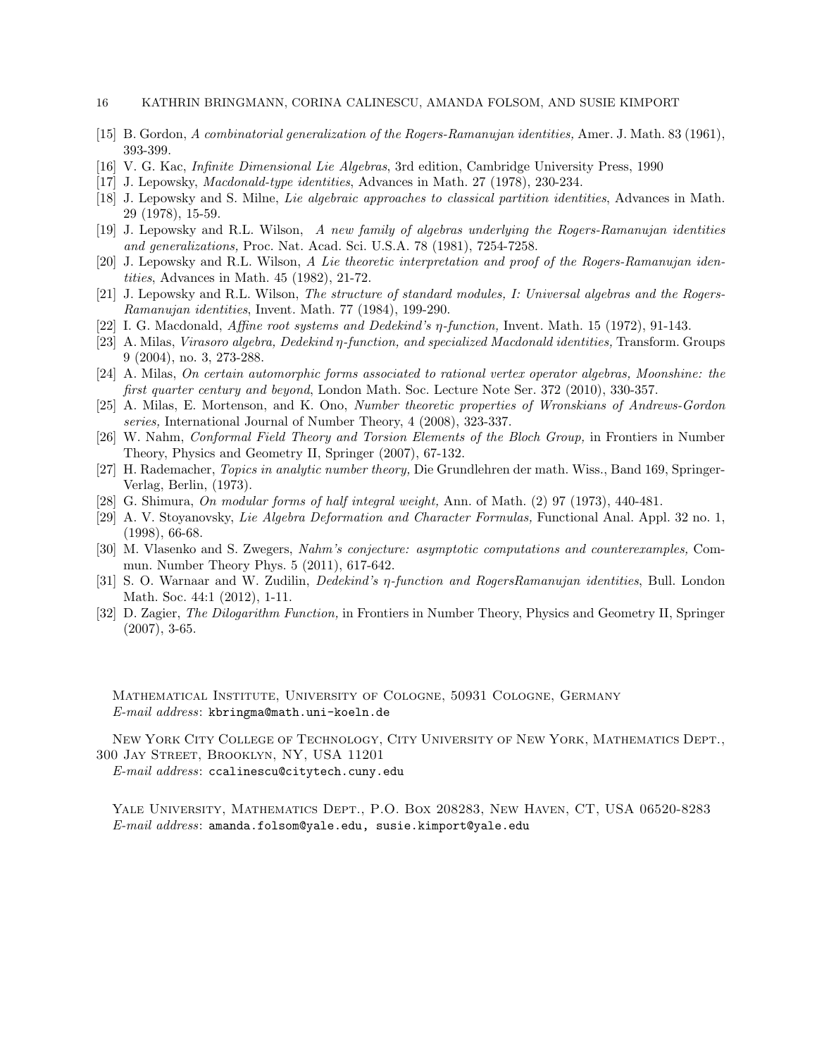[15] B. Gordon, *A combinatorial generalization of the Rogers-Ramanujan identities,* Amer. J. Math. 83 (1961), 393-399.

[16] V. G. Kac, *Infinite Dimensional Lie Algebras*, 3rd edition, Cambridge University Press, 1990

[17] J. Lepowsky, *Macdonald-type identities*, Advances in Math. 27 (1978), 230-234.

[18] J. Lepowsky and S. Milne, *Lie algebraic approaches to classical partition identities*, Advances in Math. 29 (1978), 15-59.

[19] J. Lepowsky and R.L. Wilson, *A new family of algebras underlying the Rogers-Ramanujan identities and generalizations,* Proc. Nat. Acad. Sci. U.S.A. 78 (1981), 7254-7258.

[20] J. Lepowsky and R.L. Wilson, *A Lie theoretic interpretation and proof of the Rogers-Ramanujan identities*, Advances in Math. 45 (1982), 21-72.

[21] J. Lepowsky and R.L. Wilson, *The structure of standard modules, I: Universal algebras and the Rogers-Ramanujan identities*, Invent. Math. 77 (1984), 199-290.

[22] I. G. Macdonald, *Affine root systems and Dedekind's $\eta$-function,* Invent. Math. 15 (1972), 91-143.

[23] A. Milas, *Virasoro algebra, Dedekind $\eta$-function, and specialized Macdonald identities,* Transform. Groups 9 (2004), no. 3, 273-288.

[24] A. Milas, *On certain automorphic forms associated to rational vertex operator algebras, Moonshine: the first quarter century and beyond*, London Math. Soc. Lecture Note Ser. 372 (2010), 330-357.

[25] A. Milas, E. Mortenson, and K. Ono, *Number theoretic properties of Wronskians of Andrews-Gordon series,* International Journal of Number Theory, 4 (2008), 323-337.

[26] W. Nahm, *Conformal Field Theory and Torsion Elements of the Bloch Group,* in Frontiers in Number Theory, Physics and Geometry II, Springer (2007), 67-132.

[27] H. Rademacher, *Topics in analytic number theory,* Die Grundlehren der math. Wiss., Band 169, Springer-Verlag, Berlin, (1973).

[28] G. Shimura, *On modular forms of half integral weight,* Ann. of Math. (2) 97 (1973), 440-481.

[29] A. V. Stoyanovsky, *Lie Algebra Deformation and Character Formulas,* Functional Anal. Appl. 32 no. 1, (1998), 66-68.

[30] M. Vlasenko and S. Zwegers, *Nahm's conjecture: asymptotic computations and counterexamples,* Commun. Number Theory Phys. 5 (2011), 617-642.

[31] S. O. Warnaar and W. Zudilin, *Dedekind's $\eta$-function and RogersRamanujan identities*, Bull. London Math. Soc. 44:1 (2012), 1-11.

[32] D. Zagier, *The Dilogarithm Function,* in Frontiers in Number Theory, Physics and Geometry II, Springer (2007), 3-65.

Mathematical Institute, University of Cologne, 50931 Cologne, Germany
*E-mail address*: kbringma@math.uni-koeln.de

New York City College of Technology, City University of New York, Mathematics Dept., 300 Jay Street, Brooklyn, NY, USA 11201
*E-mail address*: ccalinescu@citytech.cuny.edu

Yale University, Mathematics Dept., P.O. Box 208283, New Haven, CT, USA 06520-8283
*E-mail address*: amanda.folsom@yale.edu, susie.kimport@yale.edu